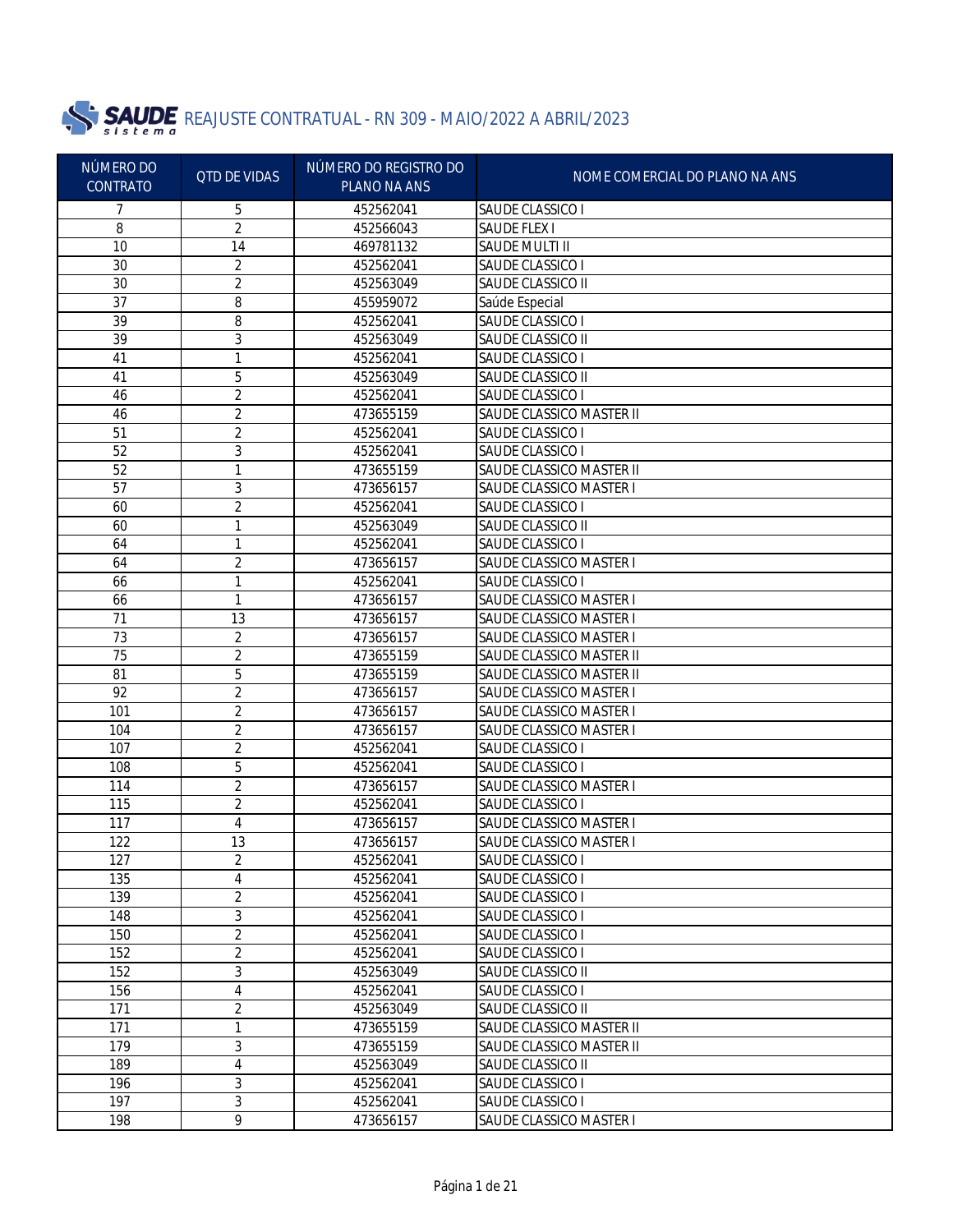# SAUDE sistema REAJUSTE CONTRATUAL - RN 309 - MAIO/2022 A ABRIL/2023

| NÚMERO DO CONTRATO | QTD DE VIDAS | NÚMERO DO REGISTRO DO PLANO NA ANS | NOME COMERCIAL DO PLANO NA ANS |
|---|---|---|---|
| 7 | 5 | 452562041 | SAUDE CLASSICO I |
| 8 | 2 | 452566043 | SAUDE FLEX I |
| 10 | 14 | 469781132 | SAUDE MULTI II |
| 30 | 2 | 452562041 | SAUDE CLASSICO I |
| 30 | 2 | 452563049 | SAUDE CLASSICO II |
| 37 | 8 | 455959072 | Saúde Especial |
| 39 | 8 | 452562041 | SAUDE CLASSICO I |
| 39 | 3 | 452563049 | SAUDE CLASSICO II |
| 41 | 1 | 452562041 | SAUDE CLASSICO I |
| 41 | 5 | 452563049 | SAUDE CLASSICO II |
| 46 | 2 | 452562041 | SAUDE CLASSICO I |
| 46 | 2 | 473655159 | SAUDE CLASSICO MASTER II |
| 51 | 2 | 452562041 | SAUDE CLASSICO I |
| 52 | 3 | 452562041 | SAUDE CLASSICO I |
| 52 | 1 | 473655159 | SAUDE CLASSICO MASTER II |
| 57 | 3 | 473656157 | SAUDE CLASSICO MASTER I |
| 60 | 2 | 452562041 | SAUDE CLASSICO I |
| 60 | 1 | 452563049 | SAUDE CLASSICO II |
| 64 | 1 | 452562041 | SAUDE CLASSICO I |
| 64 | 2 | 473656157 | SAUDE CLASSICO MASTER I |
| 66 | 1 | 452562041 | SAUDE CLASSICO I |
| 66 | 1 | 473656157 | SAUDE CLASSICO MASTER I |
| 71 | 13 | 473656157 | SAUDE CLASSICO MASTER I |
| 73 | 2 | 473656157 | SAUDE CLASSICO MASTER I |
| 75 | 2 | 473655159 | SAUDE CLASSICO MASTER II |
| 81 | 5 | 473655159 | SAUDE CLASSICO MASTER II |
| 92 | 2 | 473656157 | SAUDE CLASSICO MASTER I |
| 101 | 2 | 473656157 | SAUDE CLASSICO MASTER I |
| 104 | 2 | 473656157 | SAUDE CLASSICO MASTER I |
| 107 | 2 | 452562041 | SAUDE CLASSICO I |
| 108 | 5 | 452562041 | SAUDE CLASSICO I |
| 114 | 2 | 473656157 | SAUDE CLASSICO MASTER I |
| 115 | 2 | 452562041 | SAUDE CLASSICO I |
| 117 | 4 | 473656157 | SAUDE CLASSICO MASTER I |
| 122 | 13 | 473656157 | SAUDE CLASSICO MASTER I |
| 127 | 2 | 452562041 | SAUDE CLASSICO I |
| 135 | 4 | 452562041 | SAUDE CLASSICO I |
| 139 | 2 | 452562041 | SAUDE CLASSICO I |
| 148 | 3 | 452562041 | SAUDE CLASSICO I |
| 150 | 2 | 452562041 | SAUDE CLASSICO I |
| 152 | 2 | 452562041 | SAUDE CLASSICO I |
| 152 | 3 | 452563049 | SAUDE CLASSICO II |
| 156 | 4 | 452562041 | SAUDE CLASSICO I |
| 171 | 2 | 452563049 | SAUDE CLASSICO II |
| 171 | 1 | 473655159 | SAUDE CLASSICO MASTER II |
| 179 | 3 | 473655159 | SAUDE CLASSICO MASTER II |
| 189 | 4 | 452563049 | SAUDE CLASSICO II |
| 196 | 3 | 452562041 | SAUDE CLASSICO I |
| 197 | 3 | 452562041 | SAUDE CLASSICO I |
| 198 | 9 | 473656157 | SAUDE CLASSICO MASTER I |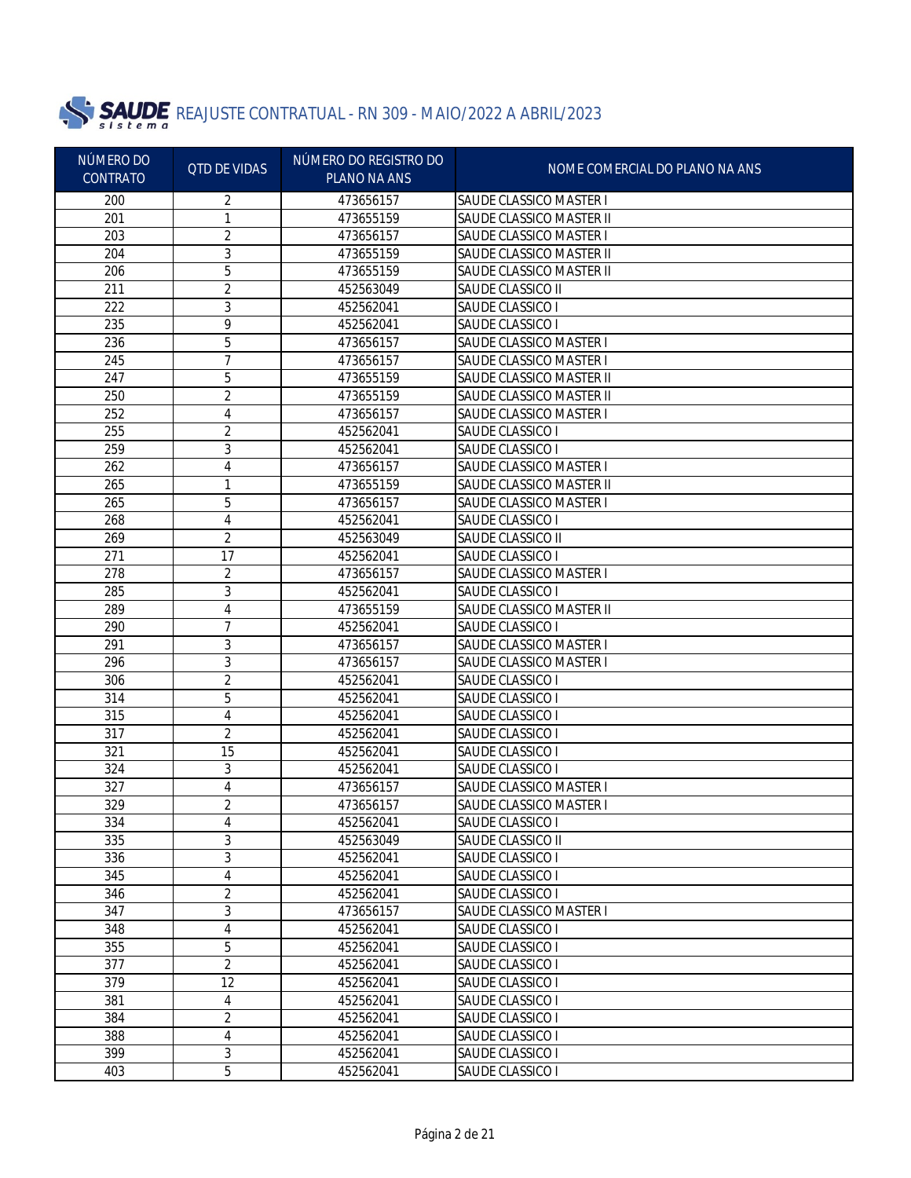# SAUDE sistema REAJUSTE CONTRATUAL - RN 309 - MAIO/2022 A ABRIL/2023

| NÚMERO DO CONTRATO | QTD DE VIDAS | NÚMERO DO REGISTRO DO PLANO NA ANS | NOME COMERCIAL DO PLANO NA ANS |
|---|---|---|---|
| 200 | 2 | 473656157 | SAUDE CLASSICO MASTER I |
| 201 | 1 | 473655159 | SAUDE CLASSICO MASTER II |
| 203 | 2 | 473656157 | SAUDE CLASSICO MASTER I |
| 204 | 3 | 473655159 | SAUDE CLASSICO MASTER II |
| 206 | 5 | 473655159 | SAUDE CLASSICO MASTER II |
| 211 | 2 | 452563049 | SAUDE CLASSICO II |
| 222 | 3 | 452562041 | SAUDE CLASSICO I |
| 235 | 9 | 452562041 | SAUDE CLASSICO I |
| 236 | 5 | 473656157 | SAUDE CLASSICO MASTER I |
| 245 | 7 | 473656157 | SAUDE CLASSICO MASTER I |
| 247 | 5 | 473655159 | SAUDE CLASSICO MASTER II |
| 250 | 2 | 473655159 | SAUDE CLASSICO MASTER II |
| 252 | 4 | 473656157 | SAUDE CLASSICO MASTER I |
| 255 | 2 | 452562041 | SAUDE CLASSICO I |
| 259 | 3 | 452562041 | SAUDE CLASSICO I |
| 262 | 4 | 473656157 | SAUDE CLASSICO MASTER I |
| 265 | 1 | 473655159 | SAUDE CLASSICO MASTER II |
| 265 | 5 | 473656157 | SAUDE CLASSICO MASTER I |
| 268 | 4 | 452562041 | SAUDE CLASSICO I |
| 269 | 2 | 452563049 | SAUDE CLASSICO II |
| 271 | 17 | 452562041 | SAUDE CLASSICO I |
| 278 | 2 | 473656157 | SAUDE CLASSICO MASTER I |
| 285 | 3 | 452562041 | SAUDE CLASSICO I |
| 289 | 4 | 473655159 | SAUDE CLASSICO MASTER II |
| 290 | 7 | 452562041 | SAUDE CLASSICO I |
| 291 | 3 | 473656157 | SAUDE CLASSICO MASTER I |
| 296 | 3 | 473656157 | SAUDE CLASSICO MASTER I |
| 306 | 2 | 452562041 | SAUDE CLASSICO I |
| 314 | 5 | 452562041 | SAUDE CLASSICO I |
| 315 | 4 | 452562041 | SAUDE CLASSICO I |
| 317 | 2 | 452562041 | SAUDE CLASSICO I |
| 321 | 15 | 452562041 | SAUDE CLASSICO I |
| 324 | 3 | 452562041 | SAUDE CLASSICO I |
| 327 | 4 | 473656157 | SAUDE CLASSICO MASTER I |
| 329 | 2 | 473656157 | SAUDE CLASSICO MASTER I |
| 334 | 4 | 452562041 | SAUDE CLASSICO I |
| 335 | 3 | 452563049 | SAUDE CLASSICO II |
| 336 | 3 | 452562041 | SAUDE CLASSICO I |
| 345 | 4 | 452562041 | SAUDE CLASSICO I |
| 346 | 2 | 452562041 | SAUDE CLASSICO I |
| 347 | 3 | 473656157 | SAUDE CLASSICO MASTER I |
| 348 | 4 | 452562041 | SAUDE CLASSICO I |
| 355 | 5 | 452562041 | SAUDE CLASSICO I |
| 377 | 2 | 452562041 | SAUDE CLASSICO I |
| 379 | 12 | 452562041 | SAUDE CLASSICO I |
| 381 | 4 | 452562041 | SAUDE CLASSICO I |
| 384 | 2 | 452562041 | SAUDE CLASSICO I |
| 388 | 4 | 452562041 | SAUDE CLASSICO I |
| 399 | 3 | 452562041 | SAUDE CLASSICO I |
| 403 | 5 | 452562041 | SAUDE CLASSICO I |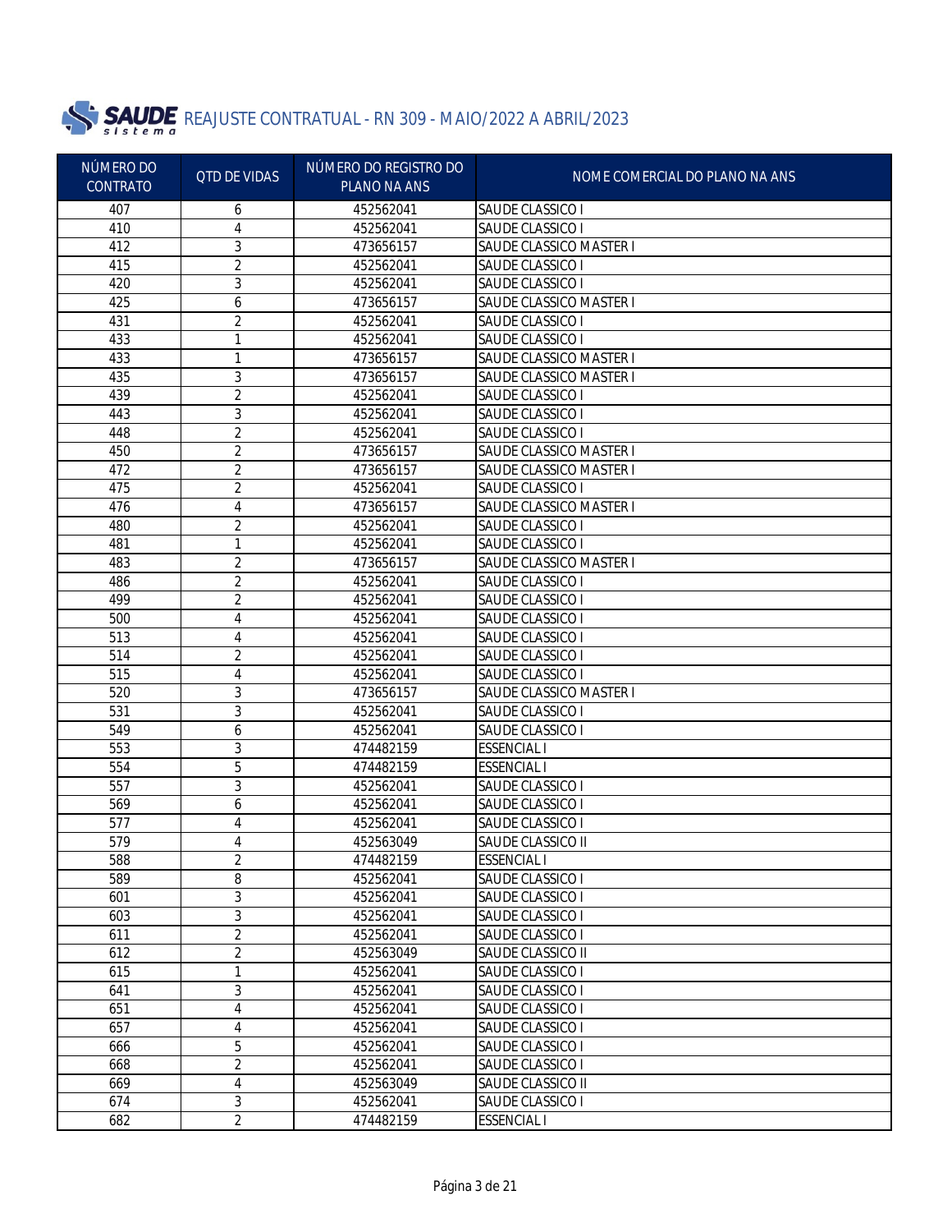# SAUDE sistema REAJUSTE CONTRATUAL - RN 309 - MAIO/2022 A ABRIL/2023

| NÚMERO DO CONTRATO | QTD DE VIDAS | NÚMERO DO REGISTRO DO PLANO NA ANS | NOME COMERCIAL DO PLANO NA ANS |
|---|---|---|---|
| 407 | 6 | 452562041 | SAUDE CLASSICO I |
| 410 | 4 | 452562041 | SAUDE CLASSICO I |
| 412 | 3 | 473656157 | SAUDE CLASSICO MASTER I |
| 415 | 2 | 452562041 | SAUDE CLASSICO I |
| 420 | 3 | 452562041 | SAUDE CLASSICO I |
| 425 | 6 | 473656157 | SAUDE CLASSICO MASTER I |
| 431 | 2 | 452562041 | SAUDE CLASSICO I |
| 433 | 1 | 452562041 | SAUDE CLASSICO I |
| 433 | 1 | 473656157 | SAUDE CLASSICO MASTER I |
| 435 | 3 | 473656157 | SAUDE CLASSICO MASTER I |
| 439 | 2 | 452562041 | SAUDE CLASSICO I |
| 443 | 3 | 452562041 | SAUDE CLASSICO I |
| 448 | 2 | 452562041 | SAUDE CLASSICO I |
| 450 | 2 | 473656157 | SAUDE CLASSICO MASTER I |
| 472 | 2 | 473656157 | SAUDE CLASSICO MASTER I |
| 475 | 2 | 452562041 | SAUDE CLASSICO I |
| 476 | 4 | 473656157 | SAUDE CLASSICO MASTER I |
| 480 | 2 | 452562041 | SAUDE CLASSICO I |
| 481 | 1 | 452562041 | SAUDE CLASSICO I |
| 483 | 2 | 473656157 | SAUDE CLASSICO MASTER I |
| 486 | 2 | 452562041 | SAUDE CLASSICO I |
| 499 | 2 | 452562041 | SAUDE CLASSICO I |
| 500 | 4 | 452562041 | SAUDE CLASSICO I |
| 513 | 4 | 452562041 | SAUDE CLASSICO I |
| 514 | 2 | 452562041 | SAUDE CLASSICO I |
| 515 | 4 | 452562041 | SAUDE CLASSICO I |
| 520 | 3 | 473656157 | SAUDE CLASSICO MASTER I |
| 531 | 3 | 452562041 | SAUDE CLASSICO I |
| 549 | 6 | 452562041 | SAUDE CLASSICO I |
| 553 | 3 | 474482159 | ESSENCIAL I |
| 554 | 5 | 474482159 | ESSENCIAL I |
| 557 | 3 | 452562041 | SAUDE CLASSICO I |
| 569 | 6 | 452562041 | SAUDE CLASSICO I |
| 577 | 4 | 452562041 | SAUDE CLASSICO I |
| 579 | 4 | 452563049 | SAUDE CLASSICO II |
| 588 | 2 | 474482159 | ESSENCIAL I |
| 589 | 8 | 452562041 | SAUDE CLASSICO I |
| 601 | 3 | 452562041 | SAUDE CLASSICO I |
| 603 | 3 | 452562041 | SAUDE CLASSICO I |
| 611 | 2 | 452562041 | SAUDE CLASSICO I |
| 612 | 2 | 452563049 | SAUDE CLASSICO II |
| 615 | 1 | 452562041 | SAUDE CLASSICO I |
| 641 | 3 | 452562041 | SAUDE CLASSICO I |
| 651 | 4 | 452562041 | SAUDE CLASSICO I |
| 657 | 4 | 452562041 | SAUDE CLASSICO I |
| 666 | 5 | 452562041 | SAUDE CLASSICO I |
| 668 | 2 | 452562041 | SAUDE CLASSICO I |
| 669 | 4 | 452563049 | SAUDE CLASSICO II |
| 674 | 3 | 452562041 | SAUDE CLASSICO I |
| 682 | 2 | 474482159 | ESSENCIAL I |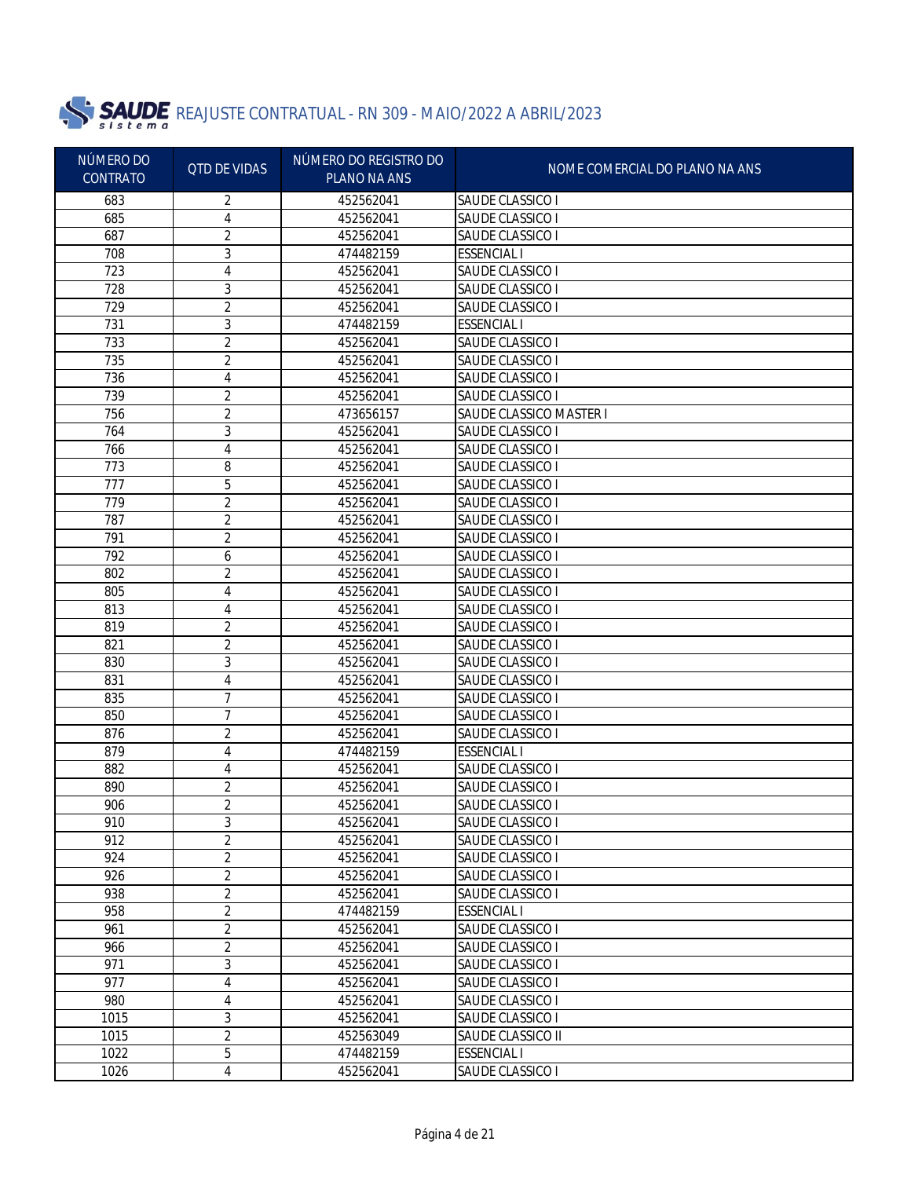# SAUDE sistema REAJUSTE CONTRATUAL - RN 309 - MAIO/2022 A ABRIL/2023

| NÚMERO DO CONTRATO | QTD DE VIDAS | NÚMERO DO REGISTRO DO PLANO NA ANS | NOME COMERCIAL DO PLANO NA ANS |
|---|---|---|---|
| 683 | 2 | 452562041 | SAUDE CLASSICO I |
| 685 | 4 | 452562041 | SAUDE CLASSICO I |
| 687 | 2 | 452562041 | SAUDE CLASSICO I |
| 708 | 3 | 474482159 | ESSENCIAL I |
| 723 | 4 | 452562041 | SAUDE CLASSICO I |
| 728 | 3 | 452562041 | SAUDE CLASSICO I |
| 729 | 2 | 452562041 | SAUDE CLASSICO I |
| 731 | 3 | 474482159 | ESSENCIAL I |
| 733 | 2 | 452562041 | SAUDE CLASSICO I |
| 735 | 2 | 452562041 | SAUDE CLASSICO I |
| 736 | 4 | 452562041 | SAUDE CLASSICO I |
| 739 | 2 | 452562041 | SAUDE CLASSICO I |
| 756 | 2 | 473656157 | SAUDE CLASSICO MASTER I |
| 764 | 3 | 452562041 | SAUDE CLASSICO I |
| 766 | 4 | 452562041 | SAUDE CLASSICO I |
| 773 | 8 | 452562041 | SAUDE CLASSICO I |
| 777 | 5 | 452562041 | SAUDE CLASSICO I |
| 779 | 2 | 452562041 | SAUDE CLASSICO I |
| 787 | 2 | 452562041 | SAUDE CLASSICO I |
| 791 | 2 | 452562041 | SAUDE CLASSICO I |
| 792 | 6 | 452562041 | SAUDE CLASSICO I |
| 802 | 2 | 452562041 | SAUDE CLASSICO I |
| 805 | 4 | 452562041 | SAUDE CLASSICO I |
| 813 | 4 | 452562041 | SAUDE CLASSICO I |
| 819 | 2 | 452562041 | SAUDE CLASSICO I |
| 821 | 2 | 452562041 | SAUDE CLASSICO I |
| 830 | 3 | 452562041 | SAUDE CLASSICO I |
| 831 | 4 | 452562041 | SAUDE CLASSICO I |
| 835 | 7 | 452562041 | SAUDE CLASSICO I |
| 850 | 7 | 452562041 | SAUDE CLASSICO I |
| 876 | 2 | 452562041 | SAUDE CLASSICO I |
| 879 | 4 | 474482159 | ESSENCIAL I |
| 882 | 4 | 452562041 | SAUDE CLASSICO I |
| 890 | 2 | 452562041 | SAUDE CLASSICO I |
| 906 | 2 | 452562041 | SAUDE CLASSICO I |
| 910 | 3 | 452562041 | SAUDE CLASSICO I |
| 912 | 2 | 452562041 | SAUDE CLASSICO I |
| 924 | 2 | 452562041 | SAUDE CLASSICO I |
| 926 | 2 | 452562041 | SAUDE CLASSICO I |
| 938 | 2 | 452562041 | SAUDE CLASSICO I |
| 958 | 2 | 474482159 | ESSENCIAL I |
| 961 | 2 | 452562041 | SAUDE CLASSICO I |
| 966 | 2 | 452562041 | SAUDE CLASSICO I |
| 971 | 3 | 452562041 | SAUDE CLASSICO I |
| 977 | 4 | 452562041 | SAUDE CLASSICO I |
| 980 | 4 | 452562041 | SAUDE CLASSICO I |
| 1015 | 3 | 452562041 | SAUDE CLASSICO I |
| 1015 | 2 | 452563049 | SAUDE CLASSICO II |
| 1022 | 5 | 474482159 | ESSENCIAL I |
| 1026 | 4 | 452562041 | SAUDE CLASSICO I |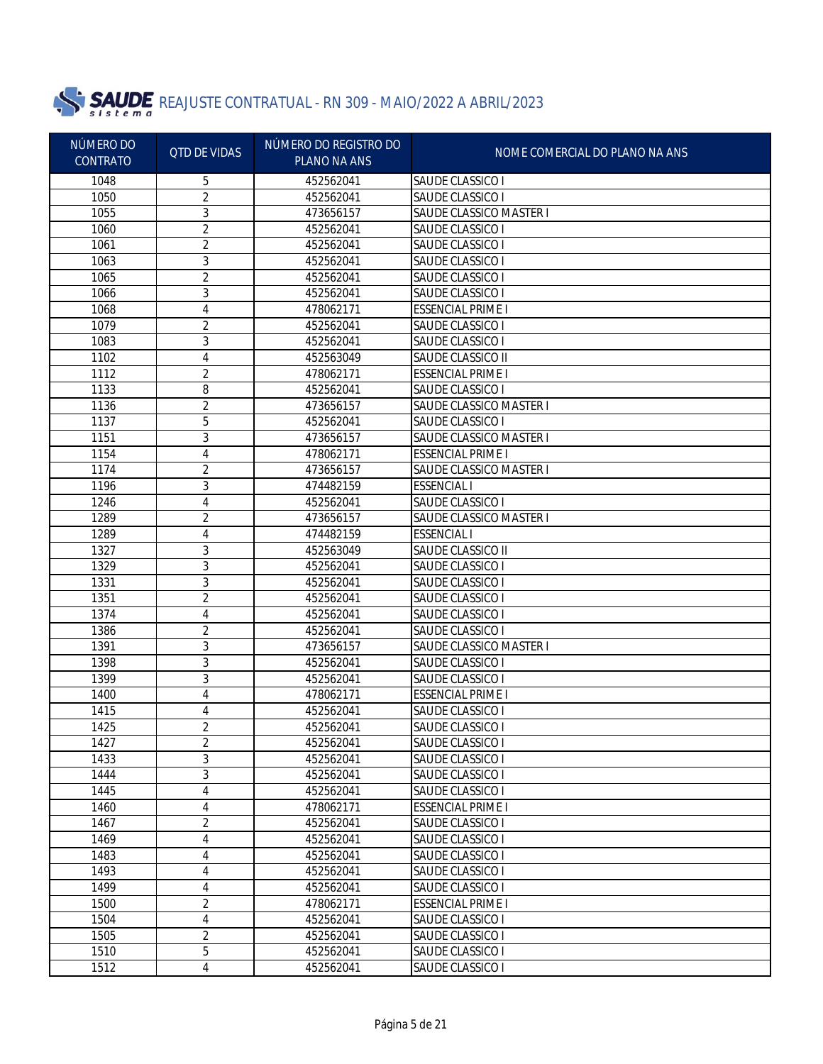# REAJUSTE CONTRATUAL - RN 309 - MAIO/2022 A ABRIL/2023

| NÚMERO DO CONTRATO | QTD DE VIDAS | NÚMERO DO REGISTRO DO PLANO NA ANS | NOME COMERCIAL DO PLANO NA ANS |
|---|---|---|---|
| 1048 | 5 | 452562041 | SAUDE CLASSICO I |
| 1050 | 2 | 452562041 | SAUDE CLASSICO I |
| 1055 | 3 | 473656157 | SAUDE CLASSICO MASTER I |
| 1060 | 2 | 452562041 | SAUDE CLASSICO I |
| 1061 | 2 | 452562041 | SAUDE CLASSICO I |
| 1063 | 3 | 452562041 | SAUDE CLASSICO I |
| 1065 | 2 | 452562041 | SAUDE CLASSICO I |
| 1066 | 3 | 452562041 | SAUDE CLASSICO I |
| 1068 | 4 | 478062171 | ESSENCIAL PRIME I |
| 1079 | 2 | 452562041 | SAUDE CLASSICO I |
| 1083 | 3 | 452562041 | SAUDE CLASSICO I |
| 1102 | 4 | 452563049 | SAUDE CLASSICO II |
| 1112 | 2 | 478062171 | ESSENCIAL PRIME I |
| 1133 | 8 | 452562041 | SAUDE CLASSICO I |
| 1136 | 2 | 473656157 | SAUDE CLASSICO MASTER I |
| 1137 | 5 | 452562041 | SAUDE CLASSICO I |
| 1151 | 3 | 473656157 | SAUDE CLASSICO MASTER I |
| 1154 | 4 | 478062171 | ESSENCIAL PRIME I |
| 1174 | 2 | 473656157 | SAUDE CLASSICO MASTER I |
| 1196 | 3 | 474482159 | ESSENCIAL I |
| 1246 | 4 | 452562041 | SAUDE CLASSICO I |
| 1289 | 2 | 473656157 | SAUDE CLASSICO MASTER I |
| 1289 | 4 | 474482159 | ESSENCIAL I |
| 1327 | 3 | 452563049 | SAUDE CLASSICO II |
| 1329 | 3 | 452562041 | SAUDE CLASSICO I |
| 1331 | 3 | 452562041 | SAUDE CLASSICO I |
| 1351 | 2 | 452562041 | SAUDE CLASSICO I |
| 1374 | 4 | 452562041 | SAUDE CLASSICO I |
| 1386 | 2 | 452562041 | SAUDE CLASSICO I |
| 1391 | 3 | 473656157 | SAUDE CLASSICO MASTER I |
| 1398 | 3 | 452562041 | SAUDE CLASSICO I |
| 1399 | 3 | 452562041 | SAUDE CLASSICO I |
| 1400 | 4 | 478062171 | ESSENCIAL PRIME I |
| 1415 | 4 | 452562041 | SAUDE CLASSICO I |
| 1425 | 2 | 452562041 | SAUDE CLASSICO I |
| 1427 | 2 | 452562041 | SAUDE CLASSICO I |
| 1433 | 3 | 452562041 | SAUDE CLASSICO I |
| 1444 | 3 | 452562041 | SAUDE CLASSICO I |
| 1445 | 4 | 452562041 | SAUDE CLASSICO I |
| 1460 | 4 | 478062171 | ESSENCIAL PRIME I |
| 1467 | 2 | 452562041 | SAUDE CLASSICO I |
| 1469 | 4 | 452562041 | SAUDE CLASSICO I |
| 1483 | 4 | 452562041 | SAUDE CLASSICO I |
| 1493 | 4 | 452562041 | SAUDE CLASSICO I |
| 1499 | 4 | 452562041 | SAUDE CLASSICO I |
| 1500 | 2 | 478062171 | ESSENCIAL PRIME I |
| 1504 | 4 | 452562041 | SAUDE CLASSICO I |
| 1505 | 2 | 452562041 | SAUDE CLASSICO I |
| 1510 | 5 | 452562041 | SAUDE CLASSICO I |
| 1512 | 4 | 452562041 | SAUDE CLASSICO I |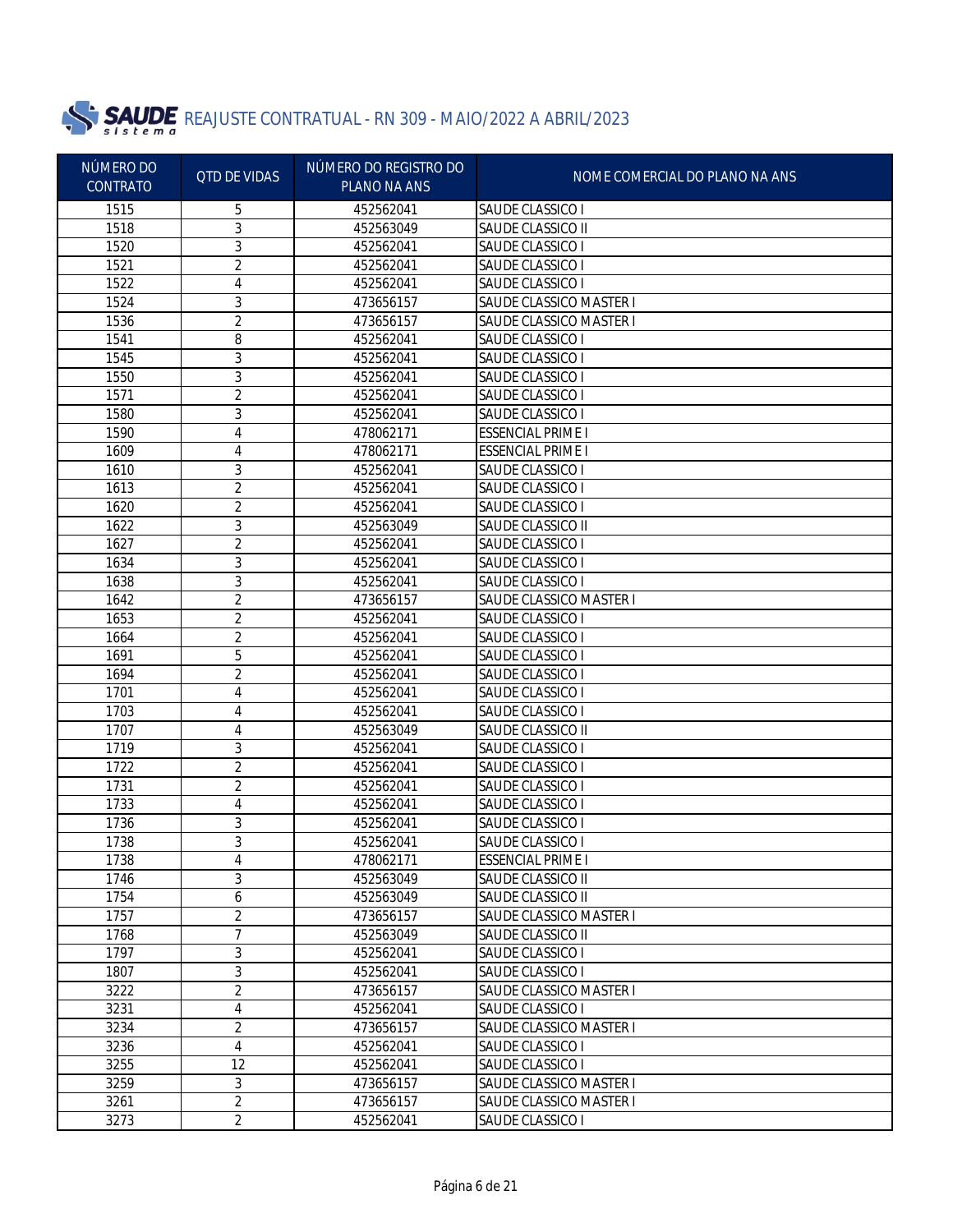# SAUDE sistema REAJUSTE CONTRATUAL - RN 309 - MAIO/2022 A ABRIL/2023

| NÚMERO DO CONTRATO | QTD DE VIDAS | NÚMERO DO REGISTRO DO PLANO NA ANS | NOME COMERCIAL DO PLANO NA ANS |
|---|---|---|---|
| 1515 | 5 | 452562041 | SAUDE CLASSICO I |
| 1518 | 3 | 452563049 | SAUDE CLASSICO II |
| 1520 | 3 | 452562041 | SAUDE CLASSICO I |
| 1521 | 2 | 452562041 | SAUDE CLASSICO I |
| 1522 | 4 | 452562041 | SAUDE CLASSICO I |
| 1524 | 3 | 473656157 | SAUDE CLASSICO MASTER I |
| 1536 | 2 | 473656157 | SAUDE CLASSICO MASTER I |
| 1541 | 8 | 452562041 | SAUDE CLASSICO I |
| 1545 | 3 | 452562041 | SAUDE CLASSICO I |
| 1550 | 3 | 452562041 | SAUDE CLASSICO I |
| 1571 | 2 | 452562041 | SAUDE CLASSICO I |
| 1580 | 3 | 452562041 | SAUDE CLASSICO I |
| 1590 | 4 | 478062171 | ESSENCIAL PRIME I |
| 1609 | 4 | 478062171 | ESSENCIAL PRIME I |
| 1610 | 3 | 452562041 | SAUDE CLASSICO I |
| 1613 | 2 | 452562041 | SAUDE CLASSICO I |
| 1620 | 2 | 452562041 | SAUDE CLASSICO I |
| 1622 | 3 | 452563049 | SAUDE CLASSICO II |
| 1627 | 2 | 452562041 | SAUDE CLASSICO I |
| 1634 | 3 | 452562041 | SAUDE CLASSICO I |
| 1638 | 3 | 452562041 | SAUDE CLASSICO I |
| 1642 | 2 | 473656157 | SAUDE CLASSICO MASTER I |
| 1653 | 2 | 452562041 | SAUDE CLASSICO I |
| 1664 | 2 | 452562041 | SAUDE CLASSICO I |
| 1691 | 5 | 452562041 | SAUDE CLASSICO I |
| 1694 | 2 | 452562041 | SAUDE CLASSICO I |
| 1701 | 4 | 452562041 | SAUDE CLASSICO I |
| 1703 | 4 | 452562041 | SAUDE CLASSICO I |
| 1707 | 4 | 452563049 | SAUDE CLASSICO II |
| 1719 | 3 | 452562041 | SAUDE CLASSICO I |
| 1722 | 2 | 452562041 | SAUDE CLASSICO I |
| 1731 | 2 | 452562041 | SAUDE CLASSICO I |
| 1733 | 4 | 452562041 | SAUDE CLASSICO I |
| 1736 | 3 | 452562041 | SAUDE CLASSICO I |
| 1738 | 3 | 452562041 | SAUDE CLASSICO I |
| 1738 | 4 | 478062171 | ESSENCIAL PRIME I |
| 1746 | 3 | 452563049 | SAUDE CLASSICO II |
| 1754 | 6 | 452563049 | SAUDE CLASSICO II |
| 1757 | 2 | 473656157 | SAUDE CLASSICO MASTER I |
| 1768 | 7 | 452563049 | SAUDE CLASSICO II |
| 1797 | 3 | 452562041 | SAUDE CLASSICO I |
| 1807 | 3 | 452562041 | SAUDE CLASSICO I |
| 3222 | 2 | 473656157 | SAUDE CLASSICO MASTER I |
| 3231 | 4 | 452562041 | SAUDE CLASSICO I |
| 3234 | 2 | 473656157 | SAUDE CLASSICO MASTER I |
| 3236 | 4 | 452562041 | SAUDE CLASSICO I |
| 3255 | 12 | 452562041 | SAUDE CLASSICO I |
| 3259 | 3 | 473656157 | SAUDE CLASSICO MASTER I |
| 3261 | 2 | 473656157 | SAUDE CLASSICO MASTER I |
| 3273 | 2 | 452562041 | SAUDE CLASSICO I |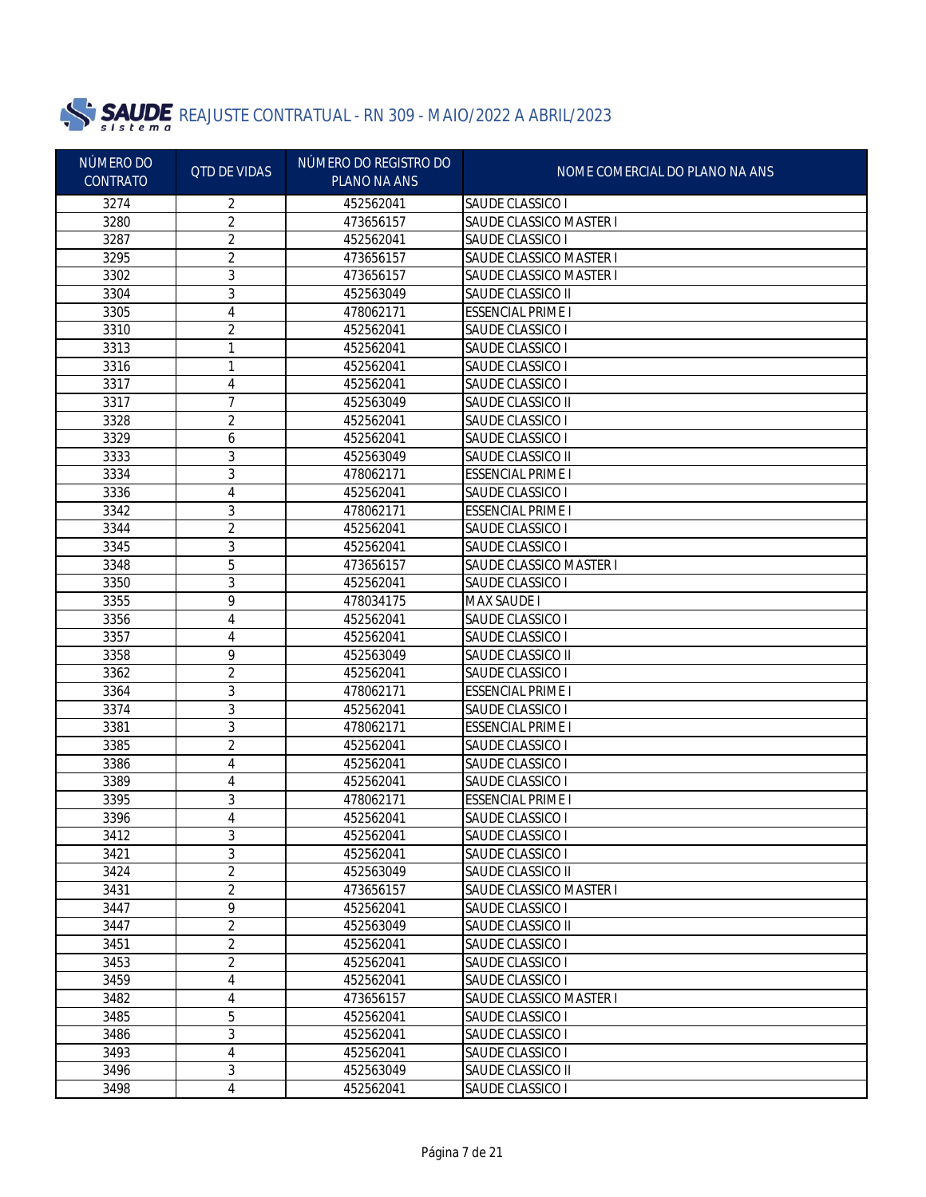# SAUDE sistema REAJUSTE CONTRATUAL - RN 309 - MAIO/2022 A ABRIL/2023

| NÚMERO DO CONTRATO | QTD DE VIDAS | NÚMERO DO REGISTRO DO PLANO NA ANS | NOME COMERCIAL DO PLANO NA ANS |
|---|---|---|---|
| 3274 | 2 | 452562041 | SAUDE CLASSICO I |
| 3280 | 2 | 473656157 | SAUDE CLASSICO MASTER I |
| 3287 | 2 | 452562041 | SAUDE CLASSICO I |
| 3295 | 2 | 473656157 | SAUDE CLASSICO MASTER I |
| 3302 | 3 | 473656157 | SAUDE CLASSICO MASTER I |
| 3304 | 3 | 452563049 | SAUDE CLASSICO II |
| 3305 | 4 | 478062171 | ESSENCIAL PRIME I |
| 3310 | 2 | 452562041 | SAUDE CLASSICO I |
| 3313 | 1 | 452562041 | SAUDE CLASSICO I |
| 3316 | 1 | 452562041 | SAUDE CLASSICO I |
| 3317 | 4 | 452562041 | SAUDE CLASSICO I |
| 3317 | 7 | 452563049 | SAUDE CLASSICO II |
| 3328 | 2 | 452562041 | SAUDE CLASSICO I |
| 3329 | 6 | 452562041 | SAUDE CLASSICO I |
| 3333 | 3 | 452563049 | SAUDE CLASSICO II |
| 3334 | 3 | 478062171 | ESSENCIAL PRIME I |
| 3336 | 4 | 452562041 | SAUDE CLASSICO I |
| 3342 | 3 | 478062171 | ESSENCIAL PRIME I |
| 3344 | 2 | 452562041 | SAUDE CLASSICO I |
| 3345 | 3 | 452562041 | SAUDE CLASSICO I |
| 3348 | 5 | 473656157 | SAUDE CLASSICO MASTER I |
| 3350 | 3 | 452562041 | SAUDE CLASSICO I |
| 3355 | 9 | 478034175 | MAX SAUDE I |
| 3356 | 4 | 452562041 | SAUDE CLASSICO I |
| 3357 | 4 | 452562041 | SAUDE CLASSICO I |
| 3358 | 9 | 452563049 | SAUDE CLASSICO II |
| 3362 | 2 | 452562041 | SAUDE CLASSICO I |
| 3364 | 3 | 478062171 | ESSENCIAL PRIME I |
| 3374 | 3 | 452562041 | SAUDE CLASSICO I |
| 3381 | 3 | 478062171 | ESSENCIAL PRIME I |
| 3385 | 2 | 452562041 | SAUDE CLASSICO I |
| 3386 | 4 | 452562041 | SAUDE CLASSICO I |
| 3389 | 4 | 452562041 | SAUDE CLASSICO I |
| 3395 | 3 | 478062171 | ESSENCIAL PRIME I |
| 3396 | 4 | 452562041 | SAUDE CLASSICO I |
| 3412 | 3 | 452562041 | SAUDE CLASSICO I |
| 3421 | 3 | 452562041 | SAUDE CLASSICO I |
| 3424 | 2 | 452563049 | SAUDE CLASSICO II |
| 3431 | 2 | 473656157 | SAUDE CLASSICO MASTER I |
| 3447 | 9 | 452562041 | SAUDE CLASSICO I |
| 3447 | 2 | 452563049 | SAUDE CLASSICO II |
| 3451 | 2 | 452562041 | SAUDE CLASSICO I |
| 3453 | 2 | 452562041 | SAUDE CLASSICO I |
| 3459 | 4 | 452562041 | SAUDE CLASSICO I |
| 3482 | 4 | 473656157 | SAUDE CLASSICO MASTER I |
| 3485 | 5 | 452562041 | SAUDE CLASSICO I |
| 3486 | 3 | 452562041 | SAUDE CLASSICO I |
| 3493 | 4 | 452562041 | SAUDE CLASSICO I |
| 3496 | 3 | 452563049 | SAUDE CLASSICO II |
| 3498 | 4 | 452562041 | SAUDE CLASSICO I |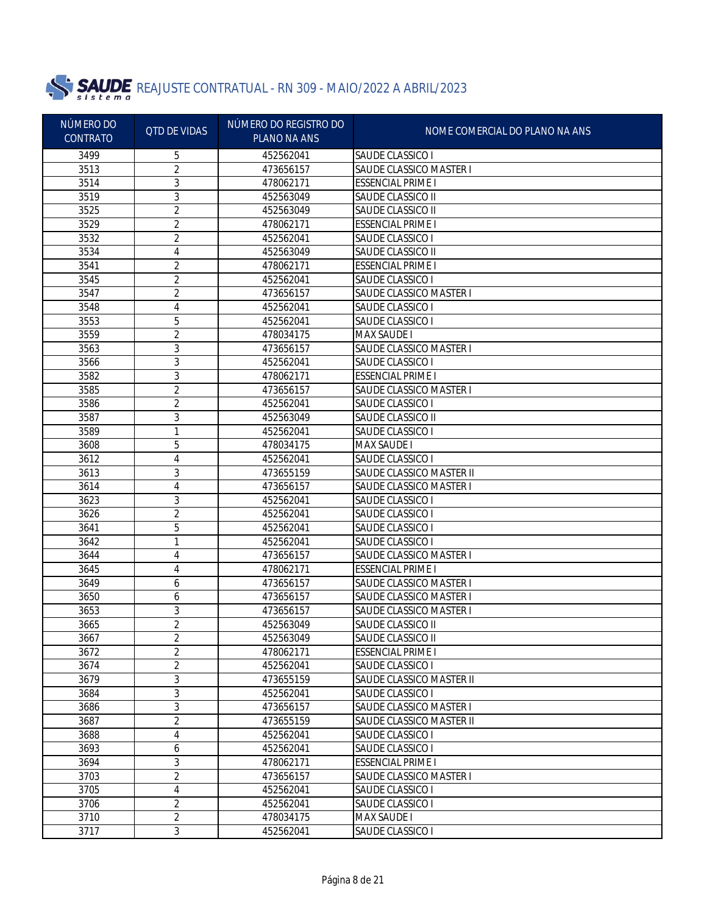# SAUDE sistema REAJUSTE CONTRATUAL - RN 309 - MAIO/2022 A ABRIL/2023

| NÚMERO DO CONTRATO | QTD DE VIDAS | NÚMERO DO REGISTRO DO PLANO NA ANS | NOME COMERCIAL DO PLANO NA ANS |
|---|---|---|---|
| 3499 | 5 | 452562041 | SAUDE CLASSICO I |
| 3513 | 2 | 473656157 | SAUDE CLASSICO MASTER I |
| 3514 | 3 | 478062171 | ESSENCIAL PRIME I |
| 3519 | 3 | 452563049 | SAUDE CLASSICO II |
| 3525 | 2 | 452563049 | SAUDE CLASSICO II |
| 3529 | 2 | 478062171 | ESSENCIAL PRIME I |
| 3532 | 2 | 452562041 | SAUDE CLASSICO I |
| 3534 | 4 | 452563049 | SAUDE CLASSICO II |
| 3541 | 2 | 478062171 | ESSENCIAL PRIME I |
| 3545 | 2 | 452562041 | SAUDE CLASSICO I |
| 3547 | 2 | 473656157 | SAUDE CLASSICO MASTER I |
| 3548 | 4 | 452562041 | SAUDE CLASSICO I |
| 3553 | 5 | 452562041 | SAUDE CLASSICO I |
| 3559 | 2 | 478034175 | MAX SAUDE I |
| 3563 | 3 | 473656157 | SAUDE CLASSICO MASTER I |
| 3566 | 3 | 452562041 | SAUDE CLASSICO I |
| 3582 | 3 | 478062171 | ESSENCIAL PRIME I |
| 3585 | 2 | 473656157 | SAUDE CLASSICO MASTER I |
| 3586 | 2 | 452562041 | SAUDE CLASSICO I |
| 3587 | 3 | 452563049 | SAUDE CLASSICO II |
| 3589 | 1 | 452562041 | SAUDE CLASSICO I |
| 3608 | 5 | 478034175 | MAX SAUDE I |
| 3612 | 4 | 452562041 | SAUDE CLASSICO I |
| 3613 | 3 | 473655159 | SAUDE CLASSICO MASTER II |
| 3614 | 4 | 473656157 | SAUDE CLASSICO MASTER I |
| 3623 | 3 | 452562041 | SAUDE CLASSICO I |
| 3626 | 2 | 452562041 | SAUDE CLASSICO I |
| 3641 | 5 | 452562041 | SAUDE CLASSICO I |
| 3642 | 1 | 452562041 | SAUDE CLASSICO I |
| 3644 | 4 | 473656157 | SAUDE CLASSICO MASTER I |
| 3645 | 4 | 478062171 | ESSENCIAL PRIME I |
| 3649 | 6 | 473656157 | SAUDE CLASSICO MASTER I |
| 3650 | 6 | 473656157 | SAUDE CLASSICO MASTER I |
| 3653 | 3 | 473656157 | SAUDE CLASSICO MASTER I |
| 3665 | 2 | 452563049 | SAUDE CLASSICO II |
| 3667 | 2 | 452563049 | SAUDE CLASSICO II |
| 3672 | 2 | 478062171 | ESSENCIAL PRIME I |
| 3674 | 2 | 452562041 | SAUDE CLASSICO I |
| 3679 | 3 | 473655159 | SAUDE CLASSICO MASTER II |
| 3684 | 3 | 452562041 | SAUDE CLASSICO I |
| 3686 | 3 | 473656157 | SAUDE CLASSICO MASTER I |
| 3687 | 2 | 473655159 | SAUDE CLASSICO MASTER II |
| 3688 | 4 | 452562041 | SAUDE CLASSICO I |
| 3693 | 6 | 452562041 | SAUDE CLASSICO I |
| 3694 | 3 | 478062171 | ESSENCIAL PRIME I |
| 3703 | 2 | 473656157 | SAUDE CLASSICO MASTER I |
| 3705 | 4 | 452562041 | SAUDE CLASSICO I |
| 3706 | 2 | 452562041 | SAUDE CLASSICO I |
| 3710 | 2 | 478034175 | MAX SAUDE I |
| 3717 | 3 | 452562041 | SAUDE CLASSICO I |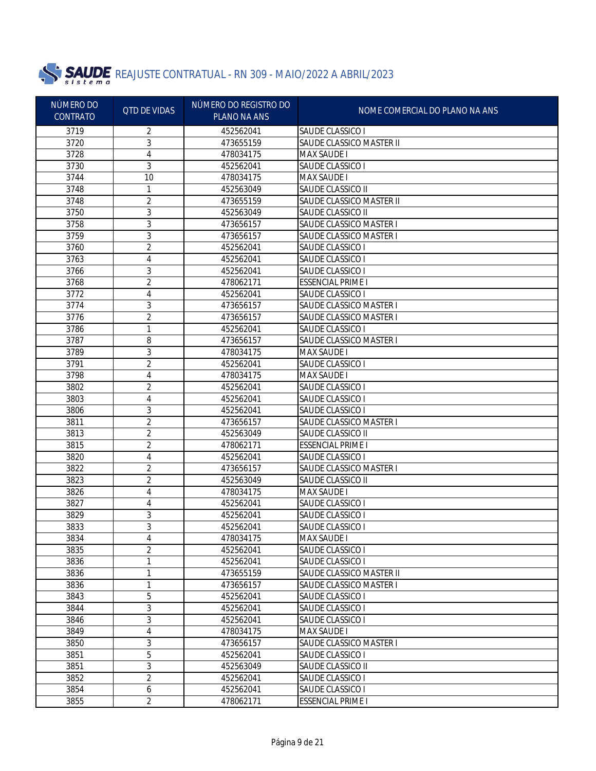# SAUDE sistema REAJUSTE CONTRATUAL - RN 309 - MAIO/2022 A ABRIL/2023

| NÚMERO DO CONTRATO | QTD DE VIDAS | NÚMERO DO REGISTRO DO PLANO NA ANS | NOME COMERCIAL DO PLANO NA ANS |
|---|---|---|---|
| 3719 | 2 | 452562041 | SAUDE CLASSICO I |
| 3720 | 3 | 473655159 | SAUDE CLASSICO MASTER II |
| 3728 | 4 | 478034175 | MAX SAUDE I |
| 3730 | 3 | 452562041 | SAUDE CLASSICO I |
| 3744 | 10 | 478034175 | MAX SAUDE I |
| 3748 | 1 | 452563049 | SAUDE CLASSICO II |
| 3748 | 2 | 473655159 | SAUDE CLASSICO MASTER II |
| 3750 | 3 | 452563049 | SAUDE CLASSICO II |
| 3758 | 3 | 473656157 | SAUDE CLASSICO MASTER I |
| 3759 | 3 | 473656157 | SAUDE CLASSICO MASTER I |
| 3760 | 2 | 452562041 | SAUDE CLASSICO I |
| 3763 | 4 | 452562041 | SAUDE CLASSICO I |
| 3766 | 3 | 452562041 | SAUDE CLASSICO I |
| 3768 | 2 | 478062171 | ESSENCIAL PRIME I |
| 3772 | 4 | 452562041 | SAUDE CLASSICO I |
| 3774 | 3 | 473656157 | SAUDE CLASSICO MASTER I |
| 3776 | 2 | 473656157 | SAUDE CLASSICO MASTER I |
| 3786 | 1 | 452562041 | SAUDE CLASSICO I |
| 3787 | 8 | 473656157 | SAUDE CLASSICO MASTER I |
| 3789 | 3 | 478034175 | MAX SAUDE I |
| 3791 | 2 | 452562041 | SAUDE CLASSICO I |
| 3798 | 4 | 478034175 | MAX SAUDE I |
| 3802 | 2 | 452562041 | SAUDE CLASSICO I |
| 3803 | 4 | 452562041 | SAUDE CLASSICO I |
| 3806 | 3 | 452562041 | SAUDE CLASSICO I |
| 3811 | 2 | 473656157 | SAUDE CLASSICO MASTER I |
| 3813 | 2 | 452563049 | SAUDE CLASSICO II |
| 3815 | 2 | 478062171 | ESSENCIAL PRIME I |
| 3820 | 4 | 452562041 | SAUDE CLASSICO I |
| 3822 | 2 | 473656157 | SAUDE CLASSICO MASTER I |
| 3823 | 2 | 452563049 | SAUDE CLASSICO II |
| 3826 | 4 | 478034175 | MAX SAUDE I |
| 3827 | 4 | 452562041 | SAUDE CLASSICO I |
| 3829 | 3 | 452562041 | SAUDE CLASSICO I |
| 3833 | 3 | 452562041 | SAUDE CLASSICO I |
| 3834 | 4 | 478034175 | MAX SAUDE I |
| 3835 | 2 | 452562041 | SAUDE CLASSICO I |
| 3836 | 1 | 452562041 | SAUDE CLASSICO I |
| 3836 | 1 | 473655159 | SAUDE CLASSICO MASTER II |
| 3836 | 1 | 473656157 | SAUDE CLASSICO MASTER I |
| 3843 | 5 | 452562041 | SAUDE CLASSICO I |
| 3844 | 3 | 452562041 | SAUDE CLASSICO I |
| 3846 | 3 | 452562041 | SAUDE CLASSICO I |
| 3849 | 4 | 478034175 | MAX SAUDE I |
| 3850 | 3 | 473656157 | SAUDE CLASSICO MASTER I |
| 3851 | 5 | 452562041 | SAUDE CLASSICO I |
| 3851 | 3 | 452563049 | SAUDE CLASSICO II |
| 3852 | 2 | 452562041 | SAUDE CLASSICO I |
| 3854 | 6 | 452562041 | SAUDE CLASSICO I |
| 3855 | 2 | 478062171 | ESSENCIAL PRIME I |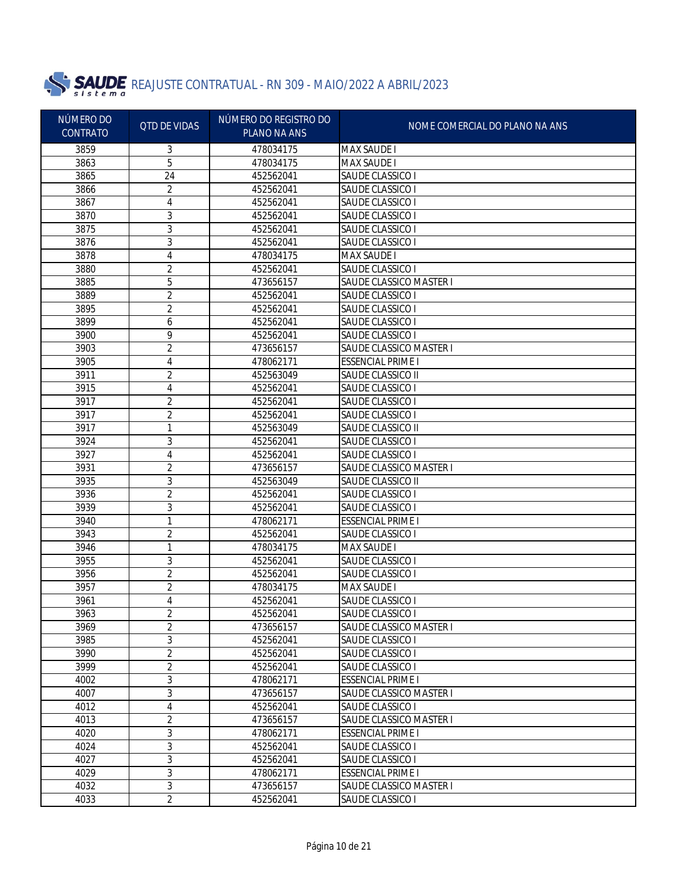# SAUDE sistema REAJUSTE CONTRATUAL - RN 309 - MAIO/2022 A ABRIL/2023

| NÚMERO DO CONTRATO | QTD DE VIDAS | NÚMERO DO REGISTRO DO PLANO NA ANS | NOME COMERCIAL DO PLANO NA ANS |
|---|---|---|---|
| 3859 | 3 | 478034175 | MAX SAUDE I |
| 3863 | 5 | 478034175 | MAX SAUDE I |
| 3865 | 24 | 452562041 | SAUDE CLASSICO I |
| 3866 | 2 | 452562041 | SAUDE CLASSICO I |
| 3867 | 4 | 452562041 | SAUDE CLASSICO I |
| 3870 | 3 | 452562041 | SAUDE CLASSICO I |
| 3875 | 3 | 452562041 | SAUDE CLASSICO I |
| 3876 | 3 | 452562041 | SAUDE CLASSICO I |
| 3878 | 4 | 478034175 | MAX SAUDE I |
| 3880 | 2 | 452562041 | SAUDE CLASSICO I |
| 3885 | 5 | 473656157 | SAUDE CLASSICO MASTER I |
| 3889 | 2 | 452562041 | SAUDE CLASSICO I |
| 3895 | 2 | 452562041 | SAUDE CLASSICO I |
| 3899 | 6 | 452562041 | SAUDE CLASSICO I |
| 3900 | 9 | 452562041 | SAUDE CLASSICO I |
| 3903 | 2 | 473656157 | SAUDE CLASSICO MASTER I |
| 3905 | 4 | 478062171 | ESSENCIAL PRIME I |
| 3911 | 2 | 452563049 | SAUDE CLASSICO II |
| 3915 | 4 | 452562041 | SAUDE CLASSICO I |
| 3917 | 2 | 452562041 | SAUDE CLASSICO I |
| 3917 | 2 | 452562041 | SAUDE CLASSICO I |
| 3917 | 1 | 452563049 | SAUDE CLASSICO II |
| 3924 | 3 | 452562041 | SAUDE CLASSICO I |
| 3927 | 4 | 452562041 | SAUDE CLASSICO I |
| 3931 | 2 | 473656157 | SAUDE CLASSICO MASTER I |
| 3935 | 3 | 452563049 | SAUDE CLASSICO II |
| 3936 | 2 | 452562041 | SAUDE CLASSICO I |
| 3939 | 3 | 452562041 | SAUDE CLASSICO I |
| 3940 | 1 | 478062171 | ESSENCIAL PRIME I |
| 3943 | 2 | 452562041 | SAUDE CLASSICO I |
| 3946 | 1 | 478034175 | MAX SAUDE I |
| 3955 | 3 | 452562041 | SAUDE CLASSICO I |
| 3956 | 2 | 452562041 | SAUDE CLASSICO I |
| 3957 | 2 | 478034175 | MAX SAUDE I |
| 3961 | 4 | 452562041 | SAUDE CLASSICO I |
| 3963 | 2 | 452562041 | SAUDE CLASSICO I |
| 3969 | 2 | 473656157 | SAUDE CLASSICO MASTER I |
| 3985 | 3 | 452562041 | SAUDE CLASSICO I |
| 3990 | 2 | 452562041 | SAUDE CLASSICO I |
| 3999 | 2 | 452562041 | SAUDE CLASSICO I |
| 4002 | 3 | 478062171 | ESSENCIAL PRIME I |
| 4007 | 3 | 473656157 | SAUDE CLASSICO MASTER I |
| 4012 | 4 | 452562041 | SAUDE CLASSICO I |
| 4013 | 2 | 473656157 | SAUDE CLASSICO MASTER I |
| 4020 | 3 | 478062171 | ESSENCIAL PRIME I |
| 4024 | 3 | 452562041 | SAUDE CLASSICO I |
| 4027 | 3 | 452562041 | SAUDE CLASSICO I |
| 4029 | 3 | 478062171 | ESSENCIAL PRIME I |
| 4032 | 3 | 473656157 | SAUDE CLASSICO MASTER I |
| 4033 | 2 | 452562041 | SAUDE CLASSICO I |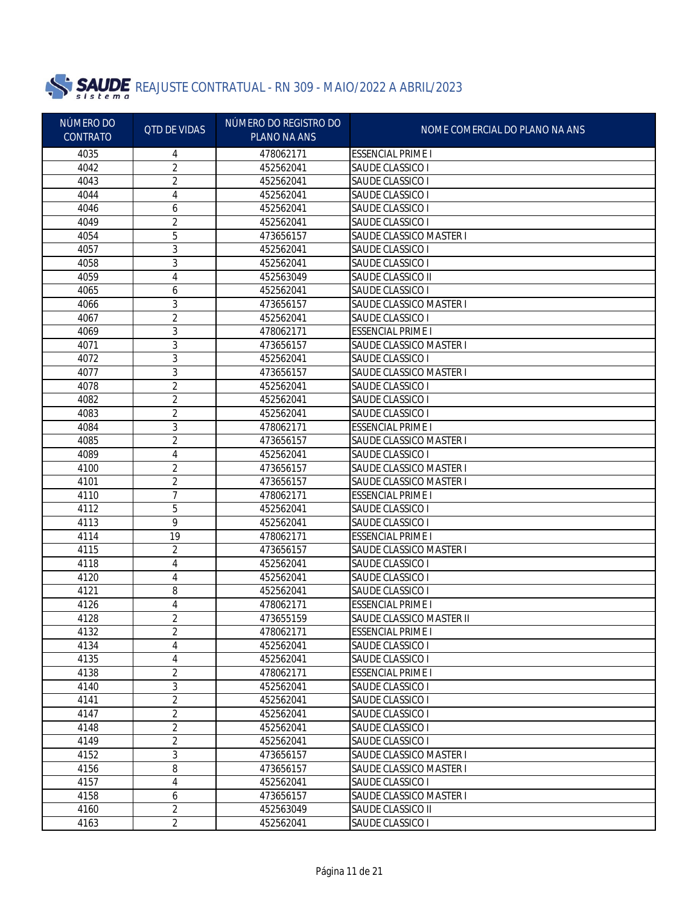# SAUDE sistema REAJUSTE CONTRATUAL - RN 309 - MAIO/2022 A ABRIL/2023

| NÚMERO DO CONTRATO | QTD DE VIDAS | NÚMERO DO REGISTRO DO PLANO NA ANS | NOME COMERCIAL DO PLANO NA ANS |
|---|---|---|---|
| 4035 | 4 | 478062171 | ESSENCIAL PRIME I |
| 4042 | 2 | 452562041 | SAUDE CLASSICO I |
| 4043 | 2 | 452562041 | SAUDE CLASSICO I |
| 4044 | 4 | 452562041 | SAUDE CLASSICO I |
| 4046 | 6 | 452562041 | SAUDE CLASSICO I |
| 4049 | 2 | 452562041 | SAUDE CLASSICO I |
| 4054 | 5 | 473656157 | SAUDE CLASSICO MASTER I |
| 4057 | 3 | 452562041 | SAUDE CLASSICO I |
| 4058 | 3 | 452562041 | SAUDE CLASSICO I |
| 4059 | 4 | 452563049 | SAUDE CLASSICO II |
| 4065 | 6 | 452562041 | SAUDE CLASSICO I |
| 4066 | 3 | 473656157 | SAUDE CLASSICO MASTER I |
| 4067 | 2 | 452562041 | SAUDE CLASSICO I |
| 4069 | 3 | 478062171 | ESSENCIAL PRIME I |
| 4071 | 3 | 473656157 | SAUDE CLASSICO MASTER I |
| 4072 | 3 | 452562041 | SAUDE CLASSICO I |
| 4077 | 3 | 473656157 | SAUDE CLASSICO MASTER I |
| 4078 | 2 | 452562041 | SAUDE CLASSICO I |
| 4082 | 2 | 452562041 | SAUDE CLASSICO I |
| 4083 | 2 | 452562041 | SAUDE CLASSICO I |
| 4084 | 3 | 478062171 | ESSENCIAL PRIME I |
| 4085 | 2 | 473656157 | SAUDE CLASSICO MASTER I |
| 4089 | 4 | 452562041 | SAUDE CLASSICO I |
| 4100 | 2 | 473656157 | SAUDE CLASSICO MASTER I |
| 4101 | 2 | 473656157 | SAUDE CLASSICO MASTER I |
| 4110 | 7 | 478062171 | ESSENCIAL PRIME I |
| 4112 | 5 | 452562041 | SAUDE CLASSICO I |
| 4113 | 9 | 452562041 | SAUDE CLASSICO I |
| 4114 | 19 | 478062171 | ESSENCIAL PRIME I |
| 4115 | 2 | 473656157 | SAUDE CLASSICO MASTER I |
| 4118 | 4 | 452562041 | SAUDE CLASSICO I |
| 4120 | 4 | 452562041 | SAUDE CLASSICO I |
| 4121 | 8 | 452562041 | SAUDE CLASSICO I |
| 4126 | 4 | 478062171 | ESSENCIAL PRIME I |
| 4128 | 2 | 473655159 | SAUDE CLASSICO MASTER II |
| 4132 | 2 | 478062171 | ESSENCIAL PRIME I |
| 4134 | 4 | 452562041 | SAUDE CLASSICO I |
| 4135 | 4 | 452562041 | SAUDE CLASSICO I |
| 4138 | 2 | 478062171 | ESSENCIAL PRIME I |
| 4140 | 3 | 452562041 | SAUDE CLASSICO I |
| 4141 | 2 | 452562041 | SAUDE CLASSICO I |
| 4147 | 2 | 452562041 | SAUDE CLASSICO I |
| 4148 | 2 | 452562041 | SAUDE CLASSICO I |
| 4149 | 2 | 452562041 | SAUDE CLASSICO I |
| 4152 | 3 | 473656157 | SAUDE CLASSICO MASTER I |
| 4156 | 8 | 473656157 | SAUDE CLASSICO MASTER I |
| 4157 | 4 | 452562041 | SAUDE CLASSICO I |
| 4158 | 6 | 473656157 | SAUDE CLASSICO MASTER I |
| 4160 | 2 | 452563049 | SAUDE CLASSICO II |
| 4163 | 2 | 452562041 | SAUDE CLASSICO I |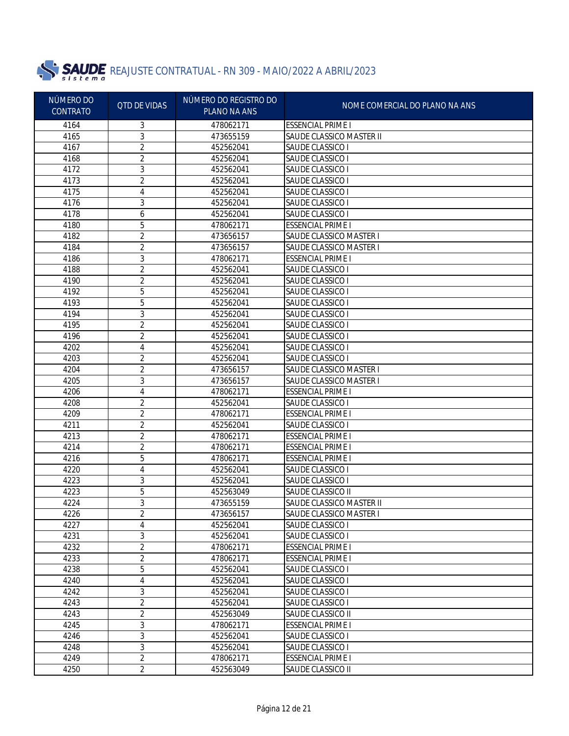# REAJUSTE CONTRATUAL - RN 309 - MAIO/2022 A ABRIL/2023

| NÚMERO DO CONTRATO | QTD DE VIDAS | NÚMERO DO REGISTRO DO PLANO NA ANS | NOME COMERCIAL DO PLANO NA ANS |
|---|---|---|---|
| 4164 | 3 | 478062171 | ESSENCIAL PRIME I |
| 4165 | 3 | 473655159 | SAUDE CLASSICO MASTER II |
| 4167 | 2 | 452562041 | SAUDE CLASSICO I |
| 4168 | 2 | 452562041 | SAUDE CLASSICO I |
| 4172 | 3 | 452562041 | SAUDE CLASSICO I |
| 4173 | 2 | 452562041 | SAUDE CLASSICO I |
| 4175 | 4 | 452562041 | SAUDE CLASSICO I |
| 4176 | 3 | 452562041 | SAUDE CLASSICO I |
| 4178 | 6 | 452562041 | SAUDE CLASSICO I |
| 4180 | 5 | 478062171 | ESSENCIAL PRIME I |
| 4182 | 2 | 473656157 | SAUDE CLASSICO MASTER I |
| 4184 | 2 | 473656157 | SAUDE CLASSICO MASTER I |
| 4186 | 3 | 478062171 | ESSENCIAL PRIME I |
| 4188 | 2 | 452562041 | SAUDE CLASSICO I |
| 4190 | 2 | 452562041 | SAUDE CLASSICO I |
| 4192 | 5 | 452562041 | SAUDE CLASSICO I |
| 4193 | 5 | 452562041 | SAUDE CLASSICO I |
| 4194 | 3 | 452562041 | SAUDE CLASSICO I |
| 4195 | 2 | 452562041 | SAUDE CLASSICO I |
| 4196 | 2 | 452562041 | SAUDE CLASSICO I |
| 4202 | 4 | 452562041 | SAUDE CLASSICO I |
| 4203 | 2 | 452562041 | SAUDE CLASSICO I |
| 4204 | 2 | 473656157 | SAUDE CLASSICO MASTER I |
| 4205 | 3 | 473656157 | SAUDE CLASSICO MASTER I |
| 4206 | 4 | 478062171 | ESSENCIAL PRIME I |
| 4208 | 2 | 452562041 | SAUDE CLASSICO I |
| 4209 | 2 | 478062171 | ESSENCIAL PRIME I |
| 4211 | 2 | 452562041 | SAUDE CLASSICO I |
| 4213 | 2 | 478062171 | ESSENCIAL PRIME I |
| 4214 | 2 | 478062171 | ESSENCIAL PRIME I |
| 4216 | 5 | 478062171 | ESSENCIAL PRIME I |
| 4220 | 4 | 452562041 | SAUDE CLASSICO I |
| 4223 | 3 | 452562041 | SAUDE CLASSICO I |
| 4223 | 5 | 452563049 | SAUDE CLASSICO II |
| 4224 | 3 | 473655159 | SAUDE CLASSICO MASTER II |
| 4226 | 2 | 473656157 | SAUDE CLASSICO MASTER I |
| 4227 | 4 | 452562041 | SAUDE CLASSICO I |
| 4231 | 3 | 452562041 | SAUDE CLASSICO I |
| 4232 | 2 | 478062171 | ESSENCIAL PRIME I |
| 4233 | 2 | 478062171 | ESSENCIAL PRIME I |
| 4238 | 5 | 452562041 | SAUDE CLASSICO I |
| 4240 | 4 | 452562041 | SAUDE CLASSICO I |
| 4242 | 3 | 452562041 | SAUDE CLASSICO I |
| 4243 | 2 | 452562041 | SAUDE CLASSICO I |
| 4243 | 2 | 452563049 | SAUDE CLASSICO II |
| 4245 | 3 | 478062171 | ESSENCIAL PRIME I |
| 4246 | 3 | 452562041 | SAUDE CLASSICO I |
| 4248 | 3 | 452562041 | SAUDE CLASSICO I |
| 4249 | 2 | 478062171 | ESSENCIAL PRIME I |
| 4250 | 2 | 452563049 | SAUDE CLASSICO II |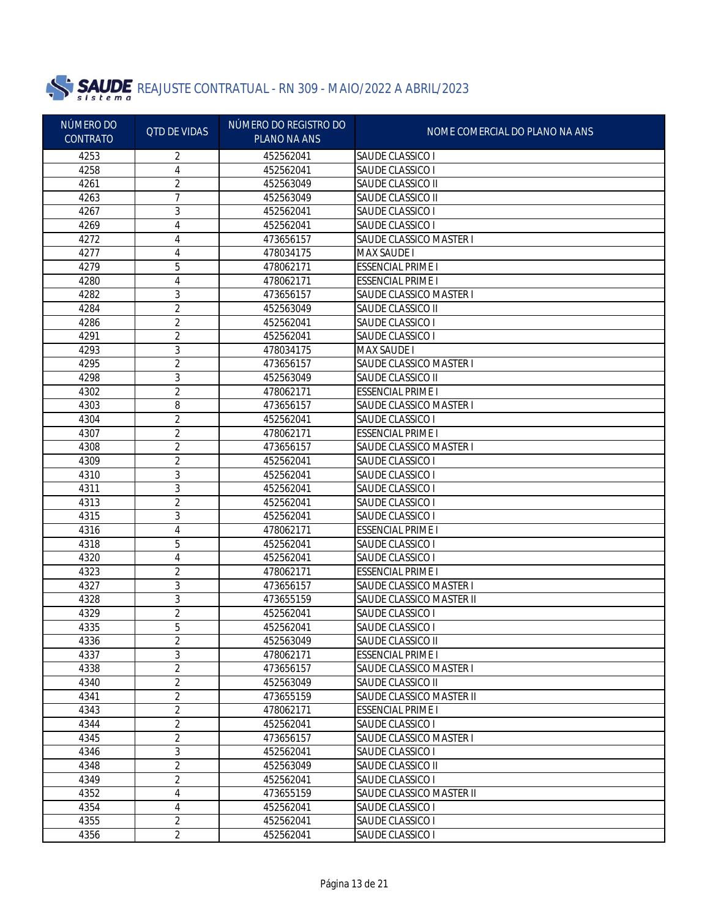# SAUDE sistema REAJUSTE CONTRATUAL - RN 309 - MAIO/2022 A ABRIL/2023

| NÚMERO DO CONTRATO | QTD DE VIDAS | NÚMERO DO REGISTRO DO PLANO NA ANS | NOME COMERCIAL DO PLANO NA ANS |
|---|---|---|---|
| 4253 | 2 | 452562041 | SAUDE CLASSICO I |
| 4258 | 4 | 452562041 | SAUDE CLASSICO I |
| 4261 | 2 | 452563049 | SAUDE CLASSICO II |
| 4263 | 7 | 452563049 | SAUDE CLASSICO II |
| 4267 | 3 | 452562041 | SAUDE CLASSICO I |
| 4269 | 4 | 452562041 | SAUDE CLASSICO I |
| 4272 | 4 | 473656157 | SAUDE CLASSICO MASTER I |
| 4277 | 4 | 478034175 | MAX SAUDE I |
| 4279 | 5 | 478062171 | ESSENCIAL PRIME I |
| 4280 | 4 | 478062171 | ESSENCIAL PRIME I |
| 4282 | 3 | 473656157 | SAUDE CLASSICO MASTER I |
| 4284 | 2 | 452563049 | SAUDE CLASSICO II |
| 4286 | 2 | 452562041 | SAUDE CLASSICO I |
| 4291 | 2 | 452562041 | SAUDE CLASSICO I |
| 4293 | 3 | 478034175 | MAX SAUDE I |
| 4295 | 2 | 473656157 | SAUDE CLASSICO MASTER I |
| 4298 | 3 | 452563049 | SAUDE CLASSICO II |
| 4302 | 2 | 478062171 | ESSENCIAL PRIME I |
| 4303 | 8 | 473656157 | SAUDE CLASSICO MASTER I |
| 4304 | 2 | 452562041 | SAUDE CLASSICO I |
| 4307 | 2 | 478062171 | ESSENCIAL PRIME I |
| 4308 | 2 | 473656157 | SAUDE CLASSICO MASTER I |
| 4309 | 2 | 452562041 | SAUDE CLASSICO I |
| 4310 | 3 | 452562041 | SAUDE CLASSICO I |
| 4311 | 3 | 452562041 | SAUDE CLASSICO I |
| 4313 | 2 | 452562041 | SAUDE CLASSICO I |
| 4315 | 3 | 452562041 | SAUDE CLASSICO I |
| 4316 | 4 | 478062171 | ESSENCIAL PRIME I |
| 4318 | 5 | 452562041 | SAUDE CLASSICO I |
| 4320 | 4 | 452562041 | SAUDE CLASSICO I |
| 4323 | 2 | 478062171 | ESSENCIAL PRIME I |
| 4327 | 3 | 473656157 | SAUDE CLASSICO MASTER I |
| 4328 | 3 | 473655159 | SAUDE CLASSICO MASTER II |
| 4329 | 2 | 452562041 | SAUDE CLASSICO I |
| 4335 | 5 | 452562041 | SAUDE CLASSICO I |
| 4336 | 2 | 452563049 | SAUDE CLASSICO II |
| 4337 | 3 | 478062171 | ESSENCIAL PRIME I |
| 4338 | 2 | 473656157 | SAUDE CLASSICO MASTER I |
| 4340 | 2 | 452563049 | SAUDE CLASSICO II |
| 4341 | 2 | 473655159 | SAUDE CLASSICO MASTER II |
| 4343 | 2 | 478062171 | ESSENCIAL PRIME I |
| 4344 | 2 | 452562041 | SAUDE CLASSICO I |
| 4345 | 2 | 473656157 | SAUDE CLASSICO MASTER I |
| 4346 | 3 | 452562041 | SAUDE CLASSICO I |
| 4348 | 2 | 452563049 | SAUDE CLASSICO II |
| 4349 | 2 | 452562041 | SAUDE CLASSICO I |
| 4352 | 4 | 473655159 | SAUDE CLASSICO MASTER II |
| 4354 | 4 | 452562041 | SAUDE CLASSICO I |
| 4355 | 2 | 452562041 | SAUDE CLASSICO I |
| 4356 | 2 | 452562041 | SAUDE CLASSICO I |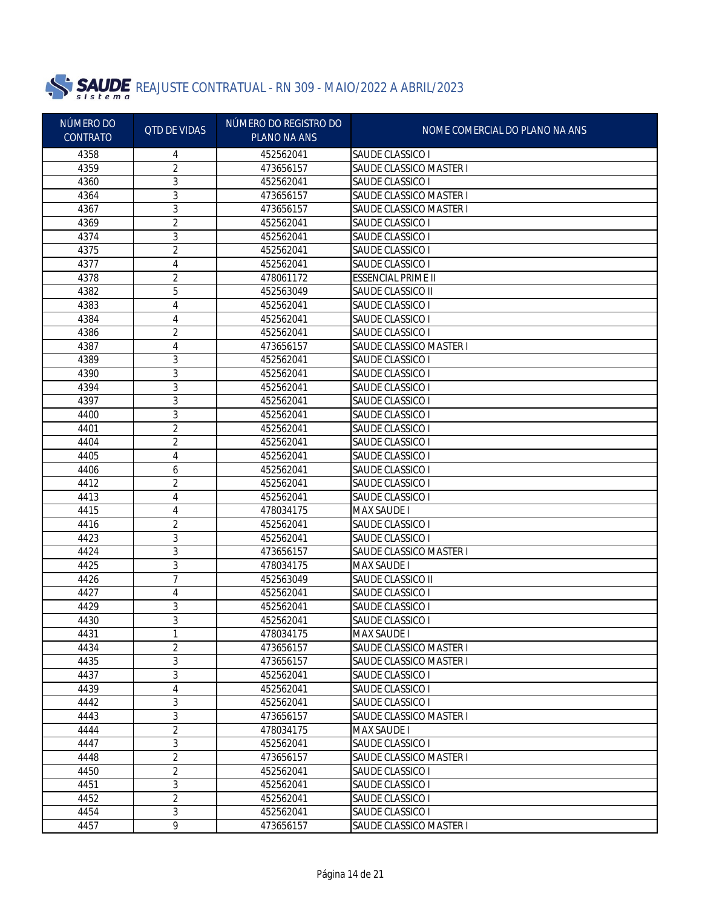# SAUDE sistema REAJUSTE CONTRATUAL - RN 309 - MAIO/2022 A ABRIL/2023

| NÚMERO DO CONTRATO | QTD DE VIDAS | NÚMERO DO REGISTRO DO PLANO NA ANS | NOME COMERCIAL DO PLANO NA ANS |
|---|---|---|---|
| 4358 | 4 | 452562041 | SAUDE CLASSICO I |
| 4359 | 2 | 473656157 | SAUDE CLASSICO MASTER I |
| 4360 | 3 | 452562041 | SAUDE CLASSICO I |
| 4364 | 3 | 473656157 | SAUDE CLASSICO MASTER I |
| 4367 | 3 | 473656157 | SAUDE CLASSICO MASTER I |
| 4369 | 2 | 452562041 | SAUDE CLASSICO I |
| 4374 | 3 | 452562041 | SAUDE CLASSICO I |
| 4375 | 2 | 452562041 | SAUDE CLASSICO I |
| 4377 | 4 | 452562041 | SAUDE CLASSICO I |
| 4378 | 2 | 478061172 | ESSENCIAL PRIME II |
| 4382 | 5 | 452563049 | SAUDE CLASSICO II |
| 4383 | 4 | 452562041 | SAUDE CLASSICO I |
| 4384 | 4 | 452562041 | SAUDE CLASSICO I |
| 4386 | 2 | 452562041 | SAUDE CLASSICO I |
| 4387 | 4 | 473656157 | SAUDE CLASSICO MASTER I |
| 4389 | 3 | 452562041 | SAUDE CLASSICO I |
| 4390 | 3 | 452562041 | SAUDE CLASSICO I |
| 4394 | 3 | 452562041 | SAUDE CLASSICO I |
| 4397 | 3 | 452562041 | SAUDE CLASSICO I |
| 4400 | 3 | 452562041 | SAUDE CLASSICO I |
| 4401 | 2 | 452562041 | SAUDE CLASSICO I |
| 4404 | 2 | 452562041 | SAUDE CLASSICO I |
| 4405 | 4 | 452562041 | SAUDE CLASSICO I |
| 4406 | 6 | 452562041 | SAUDE CLASSICO I |
| 4412 | 2 | 452562041 | SAUDE CLASSICO I |
| 4413 | 4 | 452562041 | SAUDE CLASSICO I |
| 4415 | 4 | 478034175 | MAX SAUDE I |
| 4416 | 2 | 452562041 | SAUDE CLASSICO I |
| 4423 | 3 | 452562041 | SAUDE CLASSICO I |
| 4424 | 3 | 473656157 | SAUDE CLASSICO MASTER I |
| 4425 | 3 | 478034175 | MAX SAUDE I |
| 4426 | 7 | 452563049 | SAUDE CLASSICO II |
| 4427 | 4 | 452562041 | SAUDE CLASSICO I |
| 4429 | 3 | 452562041 | SAUDE CLASSICO I |
| 4430 | 3 | 452562041 | SAUDE CLASSICO I |
| 4431 | 1 | 478034175 | MAX SAUDE I |
| 4434 | 2 | 473656157 | SAUDE CLASSICO MASTER I |
| 4435 | 3 | 473656157 | SAUDE CLASSICO MASTER I |
| 4437 | 3 | 452562041 | SAUDE CLASSICO I |
| 4439 | 4 | 452562041 | SAUDE CLASSICO I |
| 4442 | 3 | 452562041 | SAUDE CLASSICO I |
| 4443 | 3 | 473656157 | SAUDE CLASSICO MASTER I |
| 4444 | 2 | 478034175 | MAX SAUDE I |
| 4447 | 3 | 452562041 | SAUDE CLASSICO I |
| 4448 | 2 | 473656157 | SAUDE CLASSICO MASTER I |
| 4450 | 2 | 452562041 | SAUDE CLASSICO I |
| 4451 | 3 | 452562041 | SAUDE CLASSICO I |
| 4452 | 2 | 452562041 | SAUDE CLASSICO I |
| 4454 | 3 | 452562041 | SAUDE CLASSICO I |
| 4457 | 9 | 473656157 | SAUDE CLASSICO MASTER I |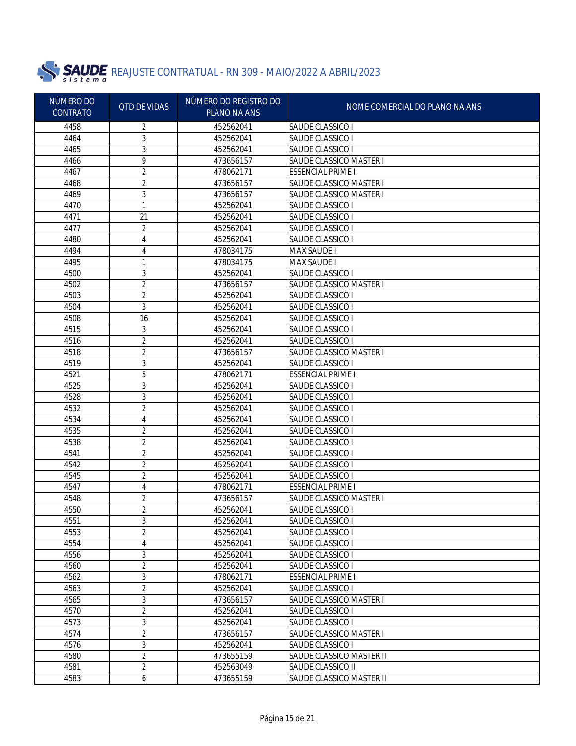# SAUDE sistema REAJUSTE CONTRATUAL - RN 309 - MAIO/2022 A ABRIL/2023

| NÚMERO DO CONTRATO | QTD DE VIDAS | NÚMERO DO REGISTRO DO PLANO NA ANS | NOME COMERCIAL DO PLANO NA ANS |
|---|---|---|---|
| 4458 | 2 | 452562041 | SAUDE CLASSICO I |
| 4464 | 3 | 452562041 | SAUDE CLASSICO I |
| 4465 | 3 | 452562041 | SAUDE CLASSICO I |
| 4466 | 9 | 473656157 | SAUDE CLASSICO MASTER I |
| 4467 | 2 | 478062171 | ESSENCIAL PRIME I |
| 4468 | 2 | 473656157 | SAUDE CLASSICO MASTER I |
| 4469 | 3 | 473656157 | SAUDE CLASSICO MASTER I |
| 4470 | 1 | 452562041 | SAUDE CLASSICO I |
| 4471 | 21 | 452562041 | SAUDE CLASSICO I |
| 4477 | 2 | 452562041 | SAUDE CLASSICO I |
| 4480 | 4 | 452562041 | SAUDE CLASSICO I |
| 4494 | 4 | 478034175 | MAX SAUDE I |
| 4495 | 1 | 478034175 | MAX SAUDE I |
| 4500 | 3 | 452562041 | SAUDE CLASSICO I |
| 4502 | 2 | 473656157 | SAUDE CLASSICO MASTER I |
| 4503 | 2 | 452562041 | SAUDE CLASSICO I |
| 4504 | 3 | 452562041 | SAUDE CLASSICO I |
| 4508 | 16 | 452562041 | SAUDE CLASSICO I |
| 4515 | 3 | 452562041 | SAUDE CLASSICO I |
| 4516 | 2 | 452562041 | SAUDE CLASSICO I |
| 4518 | 2 | 473656157 | SAUDE CLASSICO MASTER I |
| 4519 | 3 | 452562041 | SAUDE CLASSICO I |
| 4521 | 5 | 478062171 | ESSENCIAL PRIME I |
| 4525 | 3 | 452562041 | SAUDE CLASSICO I |
| 4528 | 3 | 452562041 | SAUDE CLASSICO I |
| 4532 | 2 | 452562041 | SAUDE CLASSICO I |
| 4534 | 4 | 452562041 | SAUDE CLASSICO I |
| 4535 | 2 | 452562041 | SAUDE CLASSICO I |
| 4538 | 2 | 452562041 | SAUDE CLASSICO I |
| 4541 | 2 | 452562041 | SAUDE CLASSICO I |
| 4542 | 2 | 452562041 | SAUDE CLASSICO I |
| 4545 | 2 | 452562041 | SAUDE CLASSICO I |
| 4547 | 4 | 478062171 | ESSENCIAL PRIME I |
| 4548 | 2 | 473656157 | SAUDE CLASSICO MASTER I |
| 4550 | 2 | 452562041 | SAUDE CLASSICO I |
| 4551 | 3 | 452562041 | SAUDE CLASSICO I |
| 4553 | 2 | 452562041 | SAUDE CLASSICO I |
| 4554 | 4 | 452562041 | SAUDE CLASSICO I |
| 4556 | 3 | 452562041 | SAUDE CLASSICO I |
| 4560 | 2 | 452562041 | SAUDE CLASSICO I |
| 4562 | 3 | 478062171 | ESSENCIAL PRIME I |
| 4563 | 2 | 452562041 | SAUDE CLASSICO I |
| 4565 | 3 | 473656157 | SAUDE CLASSICO MASTER I |
| 4570 | 2 | 452562041 | SAUDE CLASSICO I |
| 4573 | 3 | 452562041 | SAUDE CLASSICO I |
| 4574 | 2 | 473656157 | SAUDE CLASSICO MASTER I |
| 4576 | 3 | 452562041 | SAUDE CLASSICO I |
| 4580 | 2 | 473655159 | SAUDE CLASSICO MASTER II |
| 4581 | 2 | 452563049 | SAUDE CLASSICO II |
| 4583 | 6 | 473655159 | SAUDE CLASSICO MASTER II |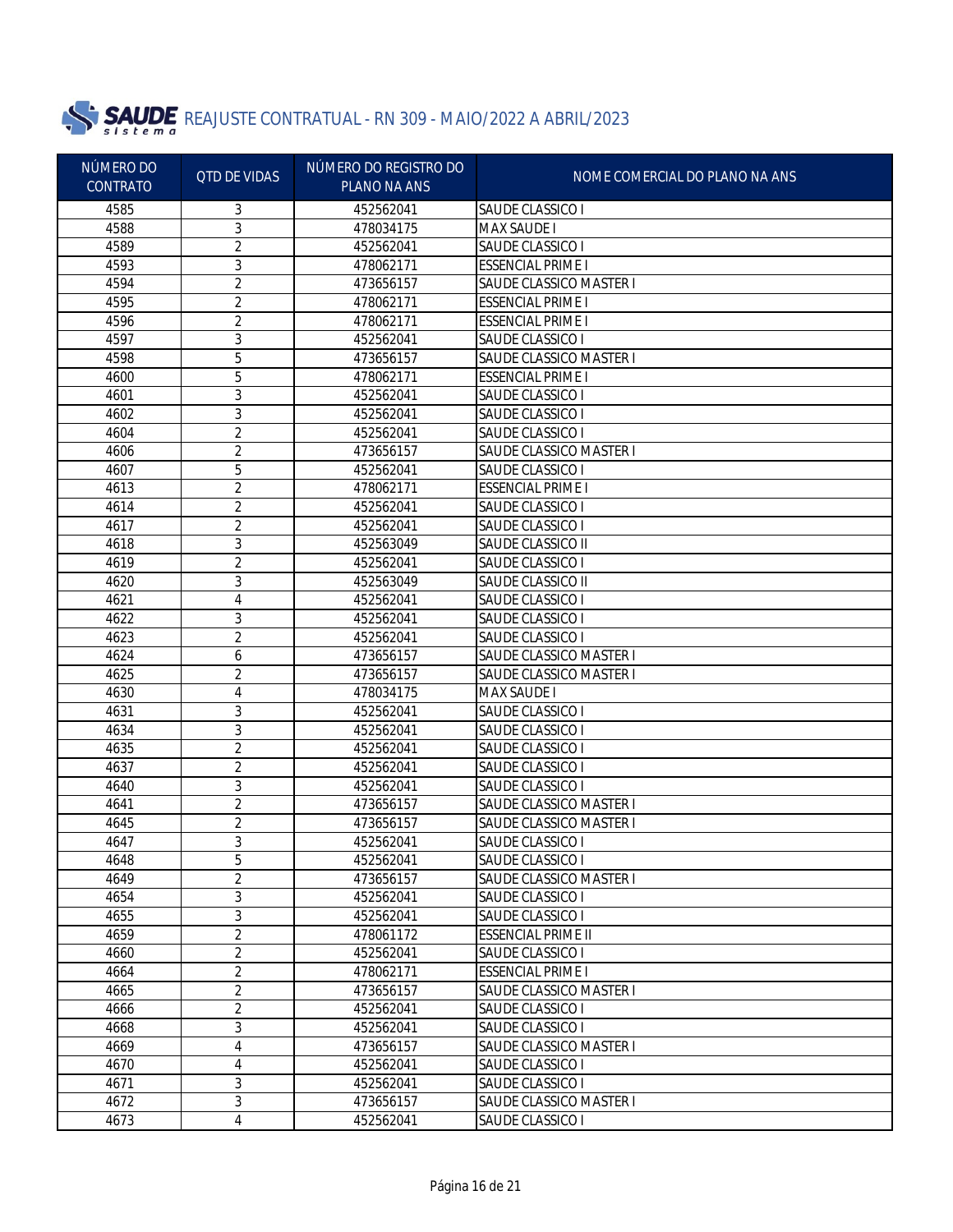# REAJUSTE CONTRATUAL - RN 309 - MAIO/2022 A ABRIL/2023

| NÚMERO DO CONTRATO | QTD DE VIDAS | NÚMERO DO REGISTRO DO PLANO NA ANS | NOME COMERCIAL DO PLANO NA ANS |
|---|---|---|---|
| 4585 | 3 | 452562041 | SAUDE CLASSICO I |
| 4588 | 3 | 478034175 | MAX SAUDE I |
| 4589 | 2 | 452562041 | SAUDE CLASSICO I |
| 4593 | 3 | 478062171 | ESSENCIAL PRIME I |
| 4594 | 2 | 473656157 | SAUDE CLASSICO MASTER I |
| 4595 | 2 | 478062171 | ESSENCIAL PRIME I |
| 4596 | 2 | 478062171 | ESSENCIAL PRIME I |
| 4597 | 3 | 452562041 | SAUDE CLASSICO I |
| 4598 | 5 | 473656157 | SAUDE CLASSICO MASTER I |
| 4600 | 5 | 478062171 | ESSENCIAL PRIME I |
| 4601 | 3 | 452562041 | SAUDE CLASSICO I |
| 4602 | 3 | 452562041 | SAUDE CLASSICO I |
| 4604 | 2 | 452562041 | SAUDE CLASSICO I |
| 4606 | 2 | 473656157 | SAUDE CLASSICO MASTER I |
| 4607 | 5 | 452562041 | SAUDE CLASSICO I |
| 4613 | 2 | 478062171 | ESSENCIAL PRIME I |
| 4614 | 2 | 452562041 | SAUDE CLASSICO I |
| 4617 | 2 | 452562041 | SAUDE CLASSICO I |
| 4618 | 3 | 452563049 | SAUDE CLASSICO II |
| 4619 | 2 | 452562041 | SAUDE CLASSICO I |
| 4620 | 3 | 452563049 | SAUDE CLASSICO II |
| 4621 | 4 | 452562041 | SAUDE CLASSICO I |
| 4622 | 3 | 452562041 | SAUDE CLASSICO I |
| 4623 | 2 | 452562041 | SAUDE CLASSICO I |
| 4624 | 6 | 473656157 | SAUDE CLASSICO MASTER I |
| 4625 | 2 | 473656157 | SAUDE CLASSICO MASTER I |
| 4630 | 4 | 478034175 | MAX SAUDE I |
| 4631 | 3 | 452562041 | SAUDE CLASSICO I |
| 4634 | 3 | 452562041 | SAUDE CLASSICO I |
| 4635 | 2 | 452562041 | SAUDE CLASSICO I |
| 4637 | 2 | 452562041 | SAUDE CLASSICO I |
| 4640 | 3 | 452562041 | SAUDE CLASSICO I |
| 4641 | 2 | 473656157 | SAUDE CLASSICO MASTER I |
| 4645 | 2 | 473656157 | SAUDE CLASSICO MASTER I |
| 4647 | 3 | 452562041 | SAUDE CLASSICO I |
| 4648 | 5 | 452562041 | SAUDE CLASSICO I |
| 4649 | 2 | 473656157 | SAUDE CLASSICO MASTER I |
| 4654 | 3 | 452562041 | SAUDE CLASSICO I |
| 4655 | 3 | 452562041 | SAUDE CLASSICO I |
| 4659 | 2 | 478061172 | ESSENCIAL PRIME II |
| 4660 | 2 | 452562041 | SAUDE CLASSICO I |
| 4664 | 2 | 478062171 | ESSENCIAL PRIME I |
| 4665 | 2 | 473656157 | SAUDE CLASSICO MASTER I |
| 4666 | 2 | 452562041 | SAUDE CLASSICO I |
| 4668 | 3 | 452562041 | SAUDE CLASSICO I |
| 4669 | 4 | 473656157 | SAUDE CLASSICO MASTER I |
| 4670 | 4 | 452562041 | SAUDE CLASSICO I |
| 4671 | 3 | 452562041 | SAUDE CLASSICO I |
| 4672 | 3 | 473656157 | SAUDE CLASSICO MASTER I |
| 4673 | 4 | 452562041 | SAUDE CLASSICO I |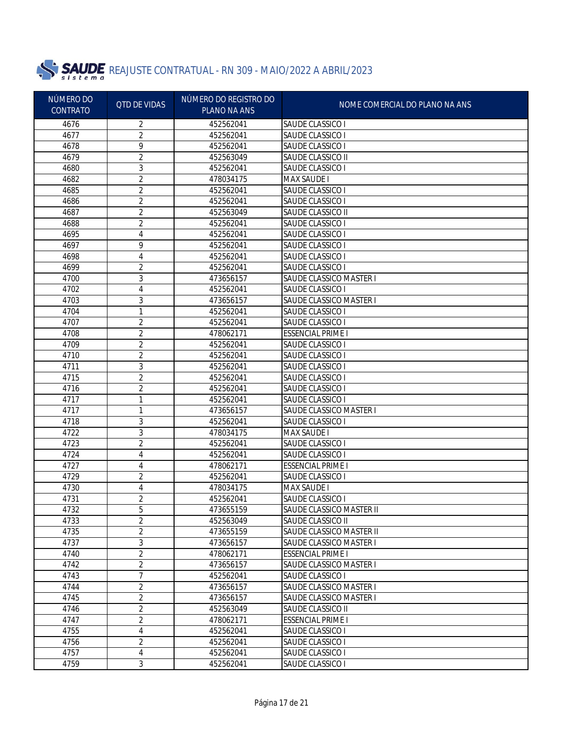# SAUDE sistema REAJUSTE CONTRATUAL - RN 309 - MAIO/2022 A ABRIL/2023

| NÚMERO DO CONTRATO | QTD DE VIDAS | NÚMERO DO REGISTRO DO PLANO NA ANS | NOME COMERCIAL DO PLANO NA ANS |
|---|---|---|---|
| 4676 | 2 | 452562041 | SAUDE CLASSICO I |
| 4677 | 2 | 452562041 | SAUDE CLASSICO I |
| 4678 | 9 | 452562041 | SAUDE CLASSICO I |
| 4679 | 2 | 452563049 | SAUDE CLASSICO II |
| 4680 | 3 | 452562041 | SAUDE CLASSICO I |
| 4682 | 2 | 478034175 | MAX SAUDE I |
| 4685 | 2 | 452562041 | SAUDE CLASSICO I |
| 4686 | 2 | 452562041 | SAUDE CLASSICO I |
| 4687 | 2 | 452563049 | SAUDE CLASSICO II |
| 4688 | 2 | 452562041 | SAUDE CLASSICO I |
| 4695 | 4 | 452562041 | SAUDE CLASSICO I |
| 4697 | 9 | 452562041 | SAUDE CLASSICO I |
| 4698 | 4 | 452562041 | SAUDE CLASSICO I |
| 4699 | 2 | 452562041 | SAUDE CLASSICO I |
| 4700 | 3 | 473656157 | SAUDE CLASSICO MASTER I |
| 4702 | 4 | 452562041 | SAUDE CLASSICO I |
| 4703 | 3 | 473656157 | SAUDE CLASSICO MASTER I |
| 4704 | 1 | 452562041 | SAUDE CLASSICO I |
| 4707 | 2 | 452562041 | SAUDE CLASSICO I |
| 4708 | 2 | 478062171 | ESSENCIAL PRIME I |
| 4709 | 2 | 452562041 | SAUDE CLASSICO I |
| 4710 | 2 | 452562041 | SAUDE CLASSICO I |
| 4711 | 3 | 452562041 | SAUDE CLASSICO I |
| 4715 | 2 | 452562041 | SAUDE CLASSICO I |
| 4716 | 2 | 452562041 | SAUDE CLASSICO I |
| 4717 | 1 | 452562041 | SAUDE CLASSICO I |
| 4717 | 1 | 473656157 | SAUDE CLASSICO MASTER I |
| 4718 | 3 | 452562041 | SAUDE CLASSICO I |
| 4722 | 3 | 478034175 | MAX SAUDE I |
| 4723 | 2 | 452562041 | SAUDE CLASSICO I |
| 4724 | 4 | 452562041 | SAUDE CLASSICO I |
| 4727 | 4 | 478062171 | ESSENCIAL PRIME I |
| 4729 | 2 | 452562041 | SAUDE CLASSICO I |
| 4730 | 4 | 478034175 | MAX SAUDE I |
| 4731 | 2 | 452562041 | SAUDE CLASSICO I |
| 4732 | 5 | 473655159 | SAUDE CLASSICO MASTER II |
| 4733 | 2 | 452563049 | SAUDE CLASSICO II |
| 4735 | 2 | 473655159 | SAUDE CLASSICO MASTER II |
| 4737 | 3 | 473656157 | SAUDE CLASSICO MASTER I |
| 4740 | 2 | 478062171 | ESSENCIAL PRIME I |
| 4742 | 2 | 473656157 | SAUDE CLASSICO MASTER I |
| 4743 | 7 | 452562041 | SAUDE CLASSICO I |
| 4744 | 2 | 473656157 | SAUDE CLASSICO MASTER I |
| 4745 | 2 | 473656157 | SAUDE CLASSICO MASTER I |
| 4746 | 2 | 452563049 | SAUDE CLASSICO II |
| 4747 | 2 | 478062171 | ESSENCIAL PRIME I |
| 4755 | 4 | 452562041 | SAUDE CLASSICO I |
| 4756 | 2 | 452562041 | SAUDE CLASSICO I |
| 4757 | 4 | 452562041 | SAUDE CLASSICO I |
| 4759 | 3 | 452562041 | SAUDE CLASSICO I |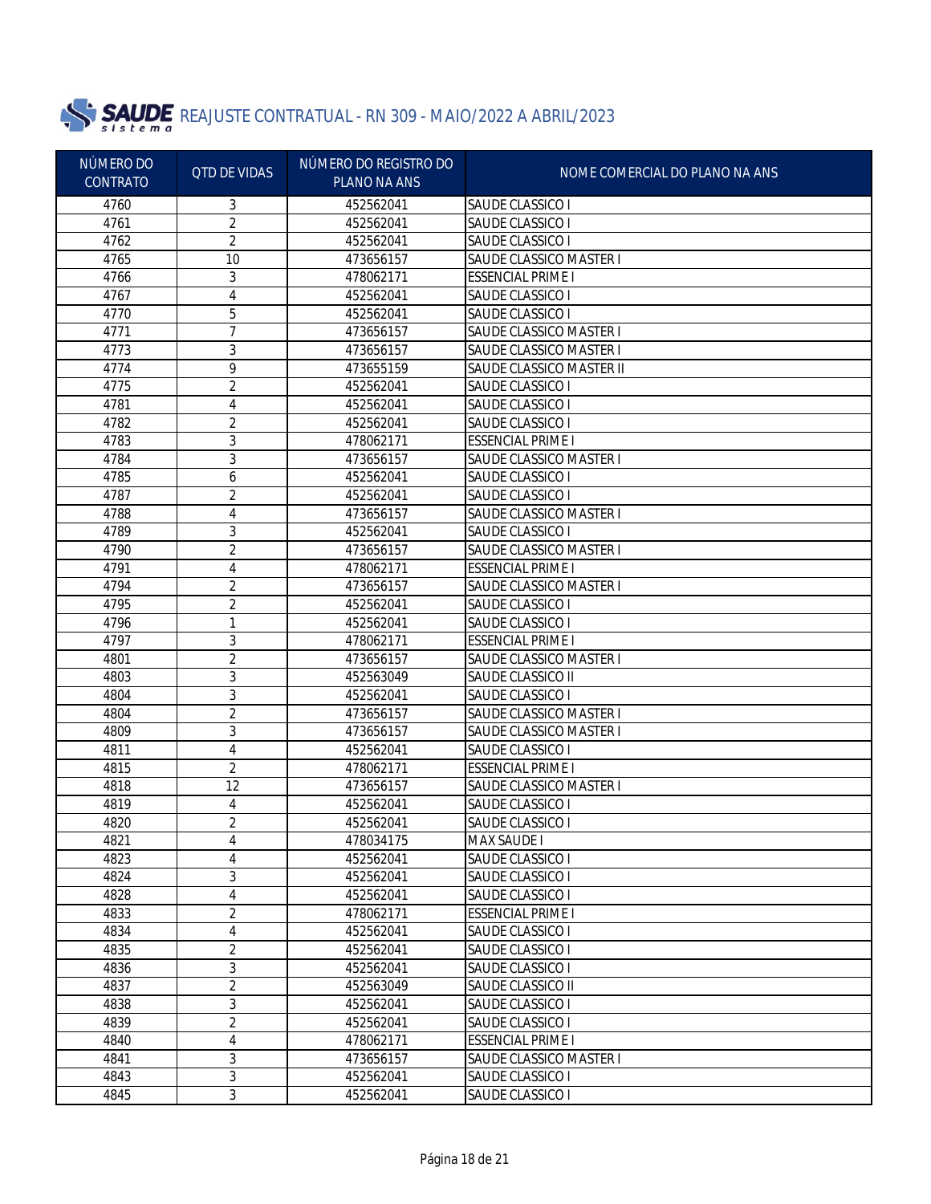# REAJUSTE CONTRATUAL - RN 309 - MAIO/2022 A ABRIL/2023

| NÚMERO DO CONTRATO | QTD DE VIDAS | NÚMERO DO REGISTRO DO PLANO NA ANS | NOME COMERCIAL DO PLANO NA ANS |
|---|---|---|---|
| 4760 | 3 | 452562041 | SAUDE CLASSICO I |
| 4761 | 2 | 452562041 | SAUDE CLASSICO I |
| 4762 | 2 | 452562041 | SAUDE CLASSICO I |
| 4765 | 10 | 473656157 | SAUDE CLASSICO MASTER I |
| 4766 | 3 | 478062171 | ESSENCIAL PRIME I |
| 4767 | 4 | 452562041 | SAUDE CLASSICO I |
| 4770 | 5 | 452562041 | SAUDE CLASSICO I |
| 4771 | 7 | 473656157 | SAUDE CLASSICO MASTER I |
| 4773 | 3 | 473656157 | SAUDE CLASSICO MASTER I |
| 4774 | 9 | 473655159 | SAUDE CLASSICO MASTER II |
| 4775 | 2 | 452562041 | SAUDE CLASSICO I |
| 4781 | 4 | 452562041 | SAUDE CLASSICO I |
| 4782 | 2 | 452562041 | SAUDE CLASSICO I |
| 4783 | 3 | 478062171 | ESSENCIAL PRIME I |
| 4784 | 3 | 473656157 | SAUDE CLASSICO MASTER I |
| 4785 | 6 | 452562041 | SAUDE CLASSICO I |
| 4787 | 2 | 452562041 | SAUDE CLASSICO I |
| 4788 | 4 | 473656157 | SAUDE CLASSICO MASTER I |
| 4789 | 3 | 452562041 | SAUDE CLASSICO I |
| 4790 | 2 | 473656157 | SAUDE CLASSICO MASTER I |
| 4791 | 4 | 478062171 | ESSENCIAL PRIME I |
| 4794 | 2 | 473656157 | SAUDE CLASSICO MASTER I |
| 4795 | 2 | 452562041 | SAUDE CLASSICO I |
| 4796 | 1 | 452562041 | SAUDE CLASSICO I |
| 4797 | 3 | 478062171 | ESSENCIAL PRIME I |
| 4801 | 2 | 473656157 | SAUDE CLASSICO MASTER I |
| 4803 | 3 | 452563049 | SAUDE CLASSICO II |
| 4804 | 3 | 452562041 | SAUDE CLASSICO I |
| 4804 | 2 | 473656157 | SAUDE CLASSICO MASTER I |
| 4809 | 3 | 473656157 | SAUDE CLASSICO MASTER I |
| 4811 | 4 | 452562041 | SAUDE CLASSICO I |
| 4815 | 2 | 478062171 | ESSENCIAL PRIME I |
| 4818 | 12 | 473656157 | SAUDE CLASSICO MASTER I |
| 4819 | 4 | 452562041 | SAUDE CLASSICO I |
| 4820 | 2 | 452562041 | SAUDE CLASSICO I |
| 4821 | 4 | 478034175 | MAX SAUDE I |
| 4823 | 4 | 452562041 | SAUDE CLASSICO I |
| 4824 | 3 | 452562041 | SAUDE CLASSICO I |
| 4828 | 4 | 452562041 | SAUDE CLASSICO I |
| 4833 | 2 | 478062171 | ESSENCIAL PRIME I |
| 4834 | 4 | 452562041 | SAUDE CLASSICO I |
| 4835 | 2 | 452562041 | SAUDE CLASSICO I |
| 4836 | 3 | 452562041 | SAUDE CLASSICO I |
| 4837 | 2 | 452563049 | SAUDE CLASSICO II |
| 4838 | 3 | 452562041 | SAUDE CLASSICO I |
| 4839 | 2 | 452562041 | SAUDE CLASSICO I |
| 4840 | 4 | 478062171 | ESSENCIAL PRIME I |
| 4841 | 3 | 473656157 | SAUDE CLASSICO MASTER I |
| 4843 | 3 | 452562041 | SAUDE CLASSICO I |
| 4845 | 3 | 452562041 | SAUDE CLASSICO I |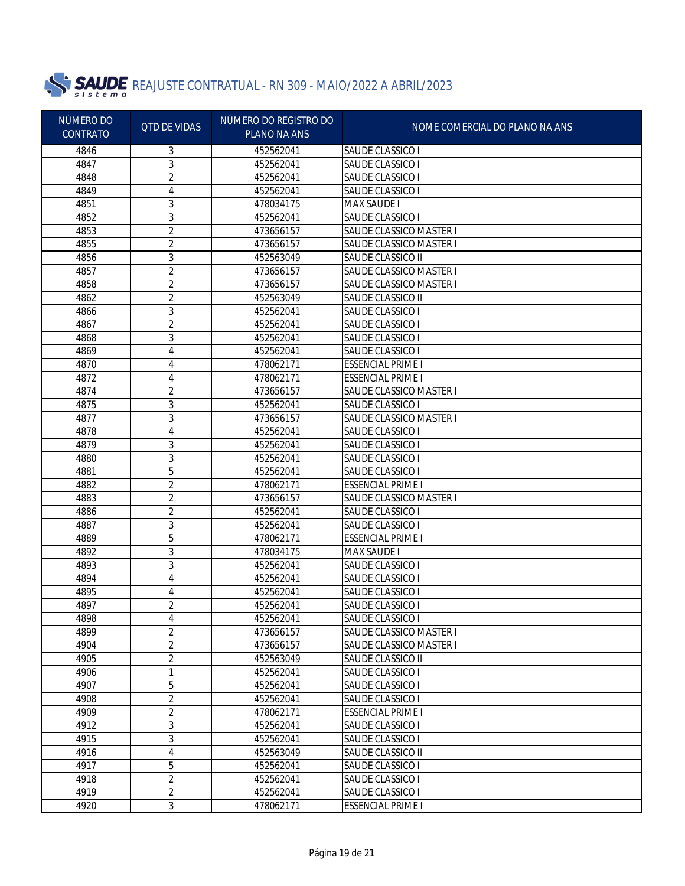# REAJUSTE CONTRATUAL - RN 309 - MAIO/2022 A ABRIL/2023

| NÚMERO DO CONTRATO | QTD DE VIDAS | NÚMERO DO REGISTRO DO PLANO NA ANS | NOME COMERCIAL DO PLANO NA ANS |
|---|---|---|---|
| 4846 | 3 | 452562041 | SAUDE CLASSICO I |
| 4847 | 3 | 452562041 | SAUDE CLASSICO I |
| 4848 | 2 | 452562041 | SAUDE CLASSICO I |
| 4849 | 4 | 452562041 | SAUDE CLASSICO I |
| 4851 | 3 | 478034175 | MAX SAUDE I |
| 4852 | 3 | 452562041 | SAUDE CLASSICO I |
| 4853 | 2 | 473656157 | SAUDE CLASSICO MASTER I |
| 4855 | 2 | 473656157 | SAUDE CLASSICO MASTER I |
| 4856 | 3 | 452563049 | SAUDE CLASSICO II |
| 4857 | 2 | 473656157 | SAUDE CLASSICO MASTER I |
| 4858 | 2 | 473656157 | SAUDE CLASSICO MASTER I |
| 4862 | 2 | 452563049 | SAUDE CLASSICO II |
| 4866 | 3 | 452562041 | SAUDE CLASSICO I |
| 4867 | 2 | 452562041 | SAUDE CLASSICO I |
| 4868 | 3 | 452562041 | SAUDE CLASSICO I |
| 4869 | 4 | 452562041 | SAUDE CLASSICO I |
| 4870 | 4 | 478062171 | ESSENCIAL PRIME I |
| 4872 | 4 | 478062171 | ESSENCIAL PRIME I |
| 4874 | 2 | 473656157 | SAUDE CLASSICO MASTER I |
| 4875 | 3 | 452562041 | SAUDE CLASSICO I |
| 4877 | 3 | 473656157 | SAUDE CLASSICO MASTER I |
| 4878 | 4 | 452562041 | SAUDE CLASSICO I |
| 4879 | 3 | 452562041 | SAUDE CLASSICO I |
| 4880 | 3 | 452562041 | SAUDE CLASSICO I |
| 4881 | 5 | 452562041 | SAUDE CLASSICO I |
| 4882 | 2 | 478062171 | ESSENCIAL PRIME I |
| 4883 | 2 | 473656157 | SAUDE CLASSICO MASTER I |
| 4886 | 2 | 452562041 | SAUDE CLASSICO I |
| 4887 | 3 | 452562041 | SAUDE CLASSICO I |
| 4889 | 5 | 478062171 | ESSENCIAL PRIME I |
| 4892 | 3 | 478034175 | MAX SAUDE I |
| 4893 | 3 | 452562041 | SAUDE CLASSICO I |
| 4894 | 4 | 452562041 | SAUDE CLASSICO I |
| 4895 | 4 | 452562041 | SAUDE CLASSICO I |
| 4897 | 2 | 452562041 | SAUDE CLASSICO I |
| 4898 | 4 | 452562041 | SAUDE CLASSICO I |
| 4899 | 2 | 473656157 | SAUDE CLASSICO MASTER I |
| 4904 | 2 | 473656157 | SAUDE CLASSICO MASTER I |
| 4905 | 2 | 452563049 | SAUDE CLASSICO II |
| 4906 | 1 | 452562041 | SAUDE CLASSICO I |
| 4907 | 5 | 452562041 | SAUDE CLASSICO I |
| 4908 | 2 | 452562041 | SAUDE CLASSICO I |
| 4909 | 2 | 478062171 | ESSENCIAL PRIME I |
| 4912 | 3 | 452562041 | SAUDE CLASSICO I |
| 4915 | 3 | 452562041 | SAUDE CLASSICO I |
| 4916 | 4 | 452563049 | SAUDE CLASSICO II |
| 4917 | 5 | 452562041 | SAUDE CLASSICO I |
| 4918 | 2 | 452562041 | SAUDE CLASSICO I |
| 4919 | 2 | 452562041 | SAUDE CLASSICO I |
| 4920 | 3 | 478062171 | ESSENCIAL PRIME I |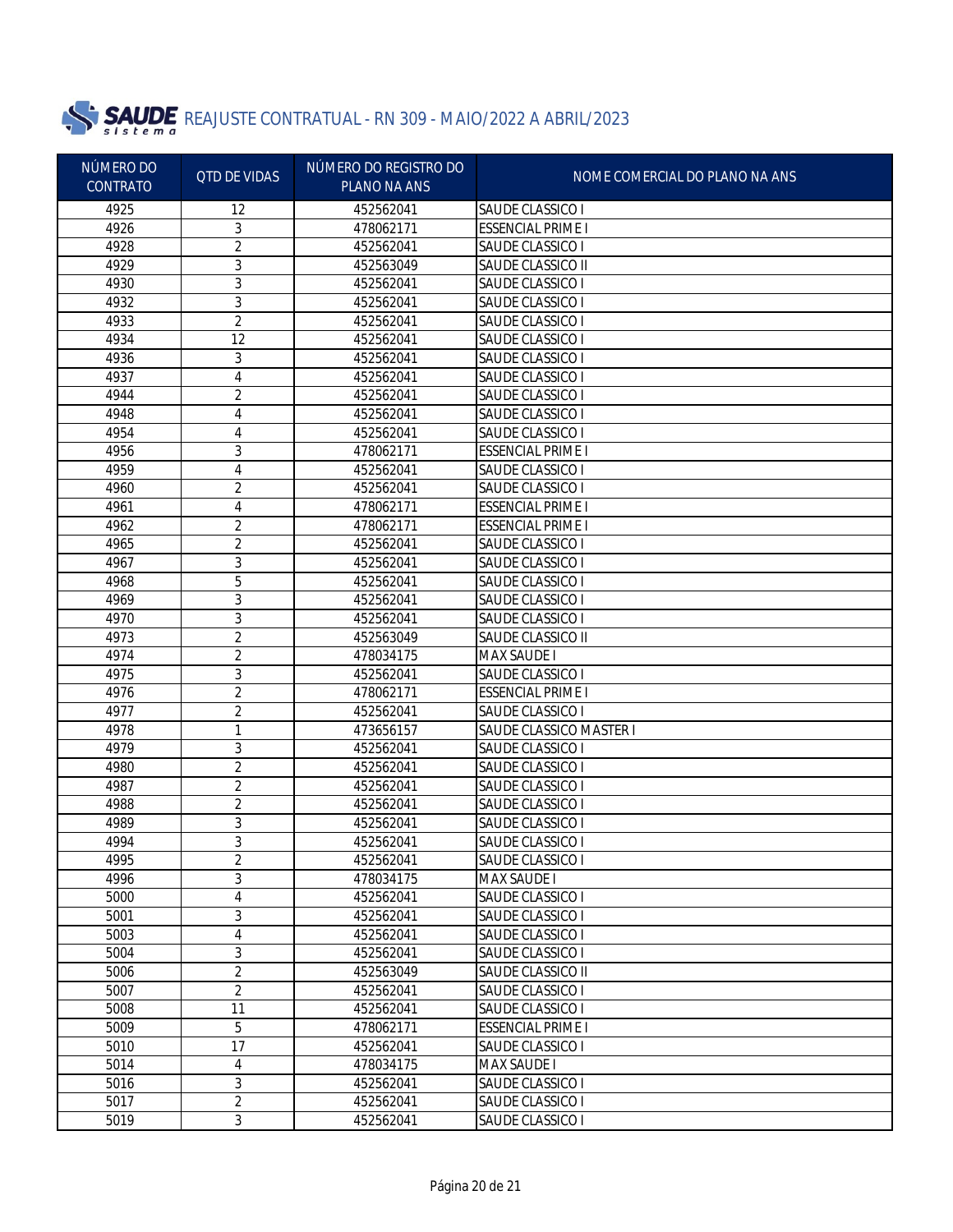# REAJUSTE CONTRATUAL - RN 309 - MAIO/2022 A ABRIL/2023

| NÚMERO DO CONTRATO | QTD DE VIDAS | NÚMERO DO REGISTRO DO PLANO NA ANS | NOME COMERCIAL DO PLANO NA ANS |
|---|---|---|---|
| 4925 | 12 | 452562041 | SAUDE CLASSICO I |
| 4926 | 3 | 478062171 | ESSENCIAL PRIME I |
| 4928 | 2 | 452562041 | SAUDE CLASSICO I |
| 4929 | 3 | 452563049 | SAUDE CLASSICO II |
| 4930 | 3 | 452562041 | SAUDE CLASSICO I |
| 4932 | 3 | 452562041 | SAUDE CLASSICO I |
| 4933 | 2 | 452562041 | SAUDE CLASSICO I |
| 4934 | 12 | 452562041 | SAUDE CLASSICO I |
| 4936 | 3 | 452562041 | SAUDE CLASSICO I |
| 4937 | 4 | 452562041 | SAUDE CLASSICO I |
| 4944 | 2 | 452562041 | SAUDE CLASSICO I |
| 4948 | 4 | 452562041 | SAUDE CLASSICO I |
| 4954 | 4 | 452562041 | SAUDE CLASSICO I |
| 4956 | 3 | 478062171 | ESSENCIAL PRIME I |
| 4959 | 4 | 452562041 | SAUDE CLASSICO I |
| 4960 | 2 | 452562041 | SAUDE CLASSICO I |
| 4961 | 4 | 478062171 | ESSENCIAL PRIME I |
| 4962 | 2 | 478062171 | ESSENCIAL PRIME I |
| 4965 | 2 | 452562041 | SAUDE CLASSICO I |
| 4967 | 3 | 452562041 | SAUDE CLASSICO I |
| 4968 | 5 | 452562041 | SAUDE CLASSICO I |
| 4969 | 3 | 452562041 | SAUDE CLASSICO I |
| 4970 | 3 | 452562041 | SAUDE CLASSICO I |
| 4973 | 2 | 452563049 | SAUDE CLASSICO II |
| 4974 | 2 | 478034175 | MAX SAUDE I |
| 4975 | 3 | 452562041 | SAUDE CLASSICO I |
| 4976 | 2 | 478062171 | ESSENCIAL PRIME I |
| 4977 | 2 | 452562041 | SAUDE CLASSICO I |
| 4978 | 1 | 473656157 | SAUDE CLASSICO MASTER I |
| 4979 | 3 | 452562041 | SAUDE CLASSICO I |
| 4980 | 2 | 452562041 | SAUDE CLASSICO I |
| 4987 | 2 | 452562041 | SAUDE CLASSICO I |
| 4988 | 2 | 452562041 | SAUDE CLASSICO I |
| 4989 | 3 | 452562041 | SAUDE CLASSICO I |
| 4994 | 3 | 452562041 | SAUDE CLASSICO I |
| 4995 | 2 | 452562041 | SAUDE CLASSICO I |
| 4996 | 3 | 478034175 | MAX SAUDE I |
| 5000 | 4 | 452562041 | SAUDE CLASSICO I |
| 5001 | 3 | 452562041 | SAUDE CLASSICO I |
| 5003 | 4 | 452562041 | SAUDE CLASSICO I |
| 5004 | 3 | 452562041 | SAUDE CLASSICO I |
| 5006 | 2 | 452563049 | SAUDE CLASSICO II |
| 5007 | 2 | 452562041 | SAUDE CLASSICO I |
| 5008 | 11 | 452562041 | SAUDE CLASSICO I |
| 5009 | 5 | 478062171 | ESSENCIAL PRIME I |
| 5010 | 17 | 452562041 | SAUDE CLASSICO I |
| 5014 | 4 | 478034175 | MAX SAUDE I |
| 5016 | 3 | 452562041 | SAUDE CLASSICO I |
| 5017 | 2 | 452562041 | SAUDE CLASSICO I |
| 5019 | 3 | 452562041 | SAUDE CLASSICO I |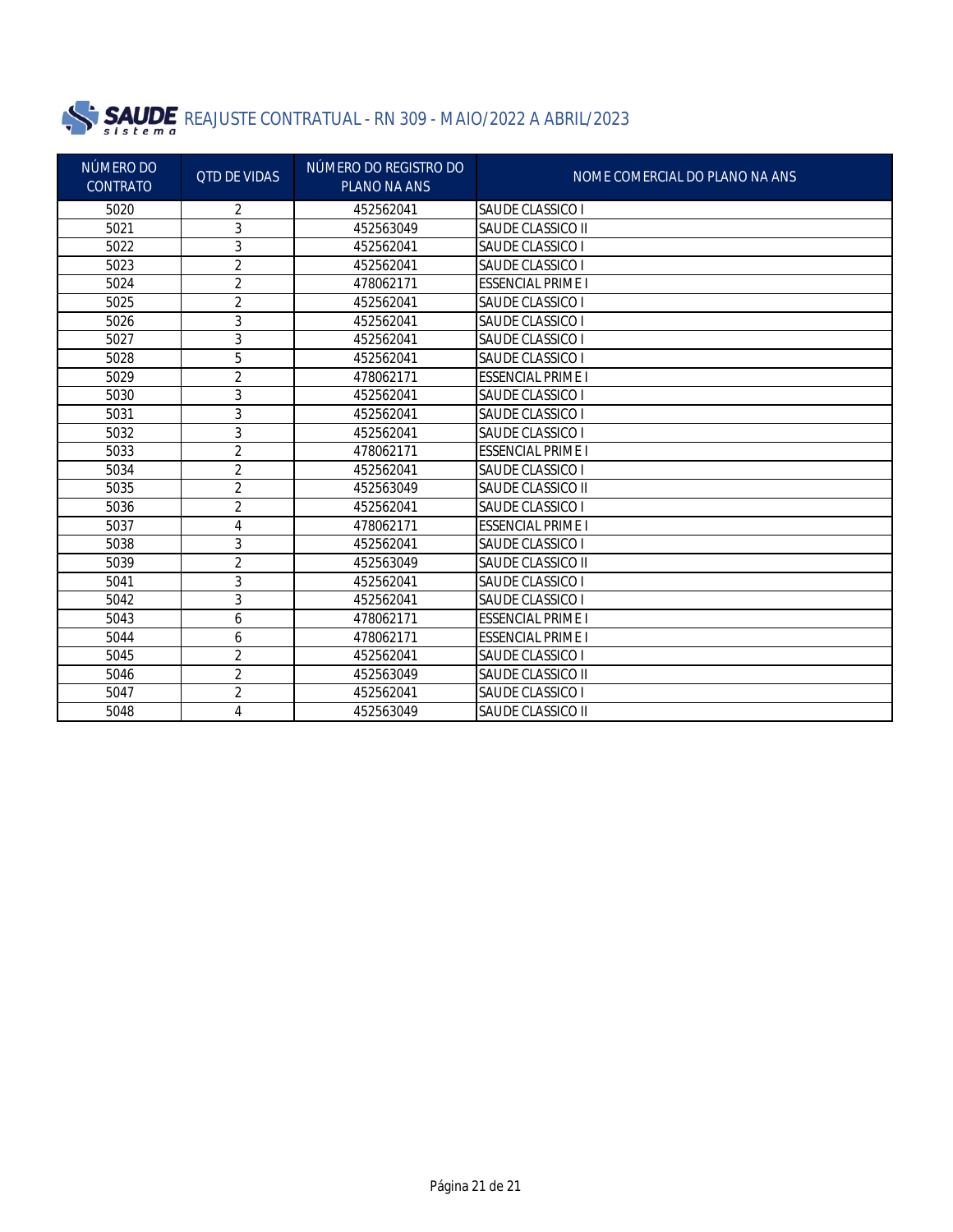# SAUDE sistema REAJUSTE CONTRATUAL - RN 309 - MAIO/2022 A ABRIL/2023

| NÚMERO DO CONTRATO | QTD DE VIDAS | NÚMERO DO REGISTRO DO PLANO NA ANS | NOME COMERCIAL DO PLANO NA ANS |
|---|---|---|---|
| 5020 | 2 | 452562041 | SAUDE CLASSICO I |
| 5021 | 3 | 452563049 | SAUDE CLASSICO II |
| 5022 | 3 | 452562041 | SAUDE CLASSICO I |
| 5023 | 2 | 452562041 | SAUDE CLASSICO I |
| 5024 | 2 | 478062171 | ESSENCIAL PRIME I |
| 5025 | 2 | 452562041 | SAUDE CLASSICO I |
| 5026 | 3 | 452562041 | SAUDE CLASSICO I |
| 5027 | 3 | 452562041 | SAUDE CLASSICO I |
| 5028 | 5 | 452562041 | SAUDE CLASSICO I |
| 5029 | 2 | 478062171 | ESSENCIAL PRIME I |
| 5030 | 3 | 452562041 | SAUDE CLASSICO I |
| 5031 | 3 | 452562041 | SAUDE CLASSICO I |
| 5032 | 3 | 452562041 | SAUDE CLASSICO I |
| 5033 | 2 | 478062171 | ESSENCIAL PRIME I |
| 5034 | 2 | 452562041 | SAUDE CLASSICO I |
| 5035 | 2 | 452563049 | SAUDE CLASSICO II |
| 5036 | 2 | 452562041 | SAUDE CLASSICO I |
| 5037 | 4 | 478062171 | ESSENCIAL PRIME I |
| 5038 | 3 | 452562041 | SAUDE CLASSICO I |
| 5039 | 2 | 452563049 | SAUDE CLASSICO II |
| 5041 | 3 | 452562041 | SAUDE CLASSICO I |
| 5042 | 3 | 452562041 | SAUDE CLASSICO I |
| 5043 | 6 | 478062171 | ESSENCIAL PRIME I |
| 5044 | 6 | 478062171 | ESSENCIAL PRIME I |
| 5045 | 2 | 452562041 | SAUDE CLASSICO I |
| 5046 | 2 | 452563049 | SAUDE CLASSICO II |
| 5047 | 2 | 452562041 | SAUDE CLASSICO I |
| 5048 | 4 | 452563049 | SAUDE CLASSICO II |